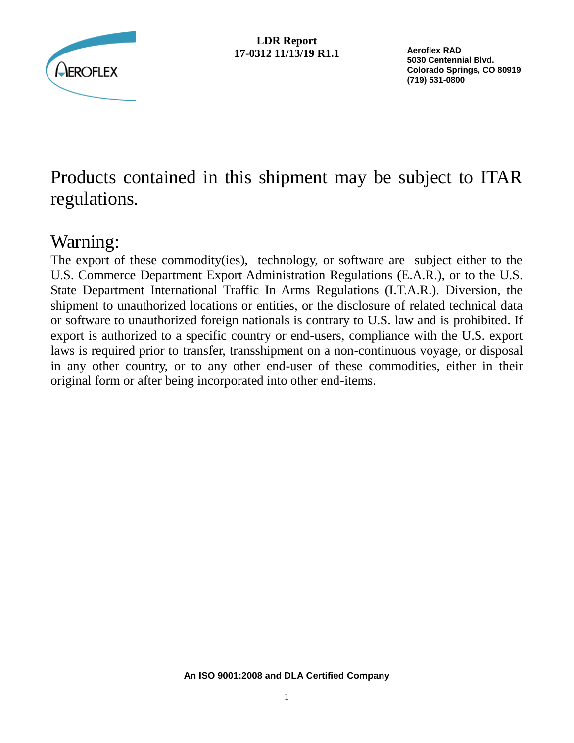**LDR Report**
**17-0312 11/13/19 R1.1**

**Aeroflex RAD**
**5030 Centennial Blvd.**
**Colorado Springs, CO 80919**
**(719) 531-0800**

# Products contained in this shipment may be subject to ITAR regulations.

## Warning:

The export of these commodity(ies), technology, or software are subject either to the U.S. Commerce Department Export Administration Regulations (E.A.R.), or to the U.S. State Department International Traffic In Arms Regulations (I.T.A.R.). Diversion, the shipment to unauthorized locations or entities, or the disclosure of related technical data or software to unauthorized foreign nationals is contrary to U.S. law and is prohibited. If export is authorized to a specific country or end-users, compliance with the U.S. export laws is required prior to transfer, transshipment on a non-continuous voyage, or disposal in any other country, or to any other end-user of these commodities, either in their original form or after being incorporated into other end-items.

**An ISO 9001:2008 and DLA Certified Company**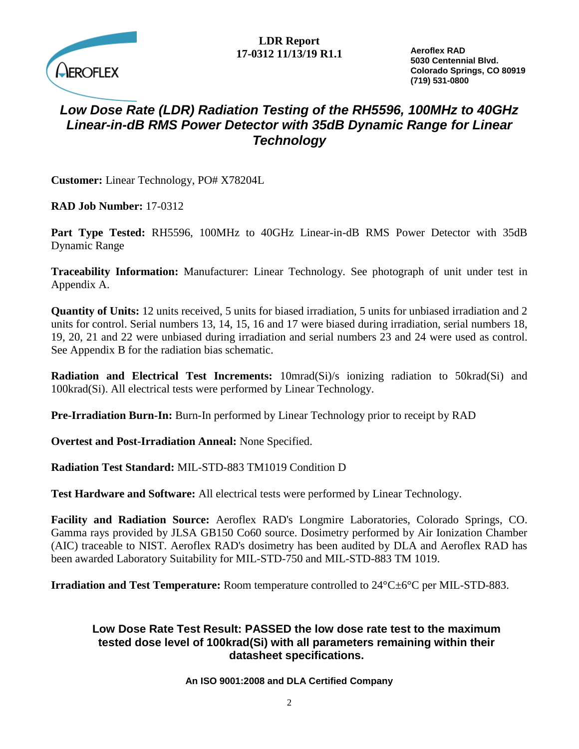# Low Dose Rate (LDR) Radiation Testing of the RH5596, 100MHz to 40GHz Linear-in-dB RMS Power Detector with 35dB Dynamic Range for Linear Technology

**Customer:** Linear Technology, PO# X78204L

**RAD Job Number:** 17-0312

**Part Type Tested:** RH5596, 100MHz to 40GHz Linear-in-dB RMS Power Detector with 35dB Dynamic Range

**Traceability Information:** Manufacturer: Linear Technology. See photograph of unit under test in Appendix A.

**Quantity of Units:** 12 units received, 5 units for biased irradiation, 5 units for unbiased irradiation and 2 units for control. Serial numbers 13, 14, 15, 16 and 17 were biased during irradiation, serial numbers 18, 19, 20, 21 and 22 were unbiased during irradiation and serial numbers 23 and 24 were used as control. See Appendix B for the radiation bias schematic.

**Radiation and Electrical Test Increments:** 10mrad(Si)/s ionizing radiation to 50krad(Si) and 100krad(Si). All electrical tests were performed by Linear Technology.

**Pre-Irradiation Burn-In:** Burn-In performed by Linear Technology prior to receipt by RAD

**Overtest and Post-Irradiation Anneal:** None Specified.

**Radiation Test Standard:** MIL-STD-883 TM1019 Condition D

**Test Hardware and Software:** All electrical tests were performed by Linear Technology.

**Facility and Radiation Source:** Aeroflex RAD's Longmire Laboratories, Colorado Springs, CO. Gamma rays provided by JLSA GB150 Co60 source. Dosimetry performed by Air Ionization Chamber (AIC) traceable to NIST. Aeroflex RAD's dosimetry has been audited by DLA and Aeroflex RAD has been awarded Laboratory Suitability for MIL-STD-750 and MIL-STD-883 TM 1019.

**Irradiation and Test Temperature:** Room temperature controlled to 24°C±6°C per MIL-STD-883.

**Low Dose Rate Test Result: PASSED the low dose rate test to the maximum tested dose level of 100krad(Si) with all parameters remaining within their datasheet specifications.**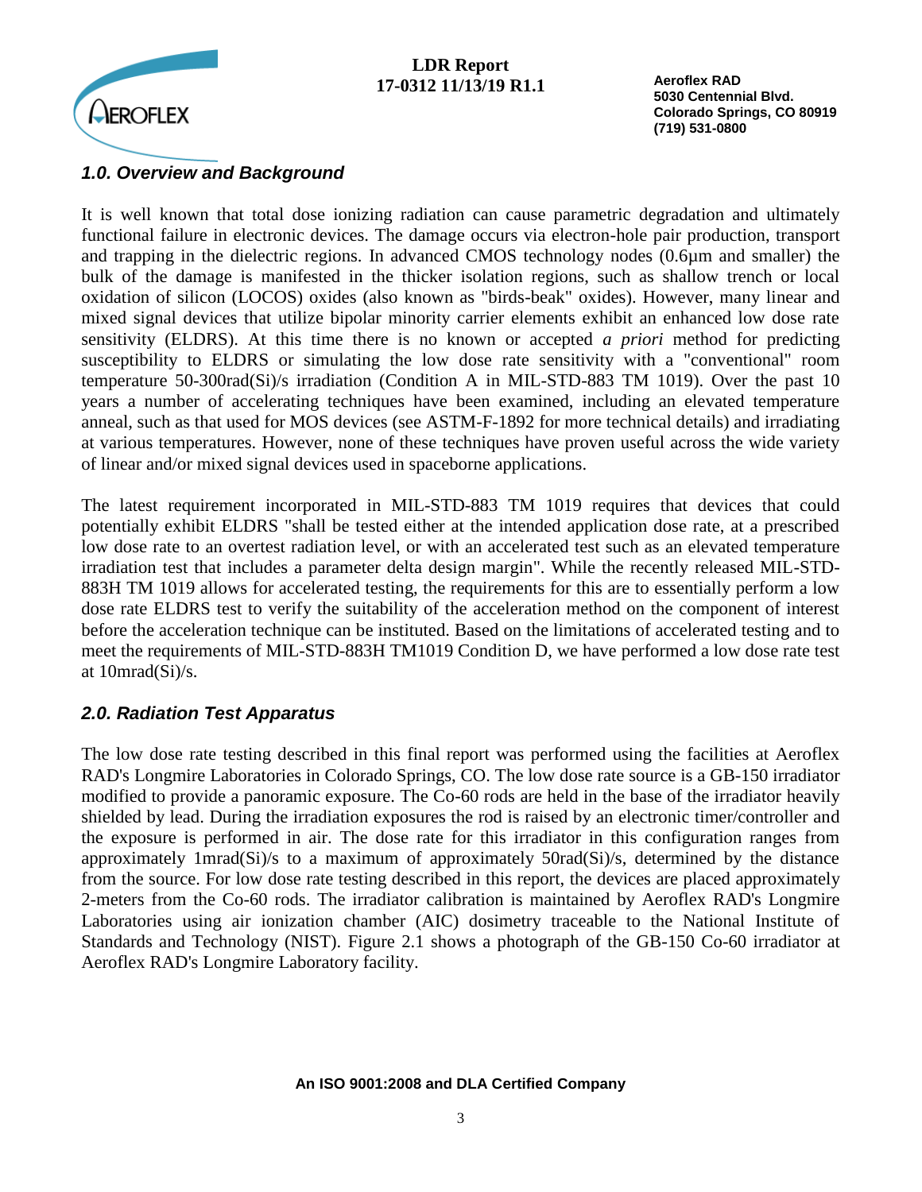## 1.0. Overview and Background

It is well known that total dose ionizing radiation can cause parametric degradation and ultimately functional failure in electronic devices. The damage occurs via electron-hole pair production, transport and trapping in the dielectric regions. In advanced CMOS technology nodes (0.6µm and smaller) the bulk of the damage is manifested in the thicker isolation regions, such as shallow trench or local oxidation of silicon (LOCOS) oxides (also known as "birds-beak" oxides). However, many linear and mixed signal devices that utilize bipolar minority carrier elements exhibit an enhanced low dose rate sensitivity (ELDRS). At this time there is no known or accepted *a priori* method for predicting susceptibility to ELDRS or simulating the low dose rate sensitivity with a "conventional" room temperature 50-300rad(Si)/s irradiation (Condition A in MIL-STD-883 TM 1019). Over the past 10 years a number of accelerating techniques have been examined, including an elevated temperature anneal, such as that used for MOS devices (see ASTM-F-1892 for more technical details) and irradiating at various temperatures. However, none of these techniques have proven useful across the wide variety of linear and/or mixed signal devices used in spaceborne applications.

The latest requirement incorporated in MIL-STD-883 TM 1019 requires that devices that could potentially exhibit ELDRS "shall be tested either at the intended application dose rate, at a prescribed low dose rate to an overtest radiation level, or with an accelerated test such as an elevated temperature irradiation test that includes a parameter delta design margin". While the recently released MIL-STD-883H TM 1019 allows for accelerated testing, the requirements for this are to essentially perform a low dose rate ELDRS test to verify the suitability of the acceleration method on the component of interest before the acceleration technique can be instituted. Based on the limitations of accelerated testing and to meet the requirements of MIL-STD-883H TM1019 Condition D, we have performed a low dose rate test at 10mrad(Si)/s.

## 2.0. Radiation Test Apparatus

The low dose rate testing described in this final report was performed using the facilities at Aeroflex RAD's Longmire Laboratories in Colorado Springs, CO. The low dose rate source is a GB-150 irradiator modified to provide a panoramic exposure. The Co-60 rods are held in the base of the irradiator heavily shielded by lead. During the irradiation exposures the rod is raised by an electronic timer/controller and the exposure is performed in air. The dose rate for this irradiator in this configuration ranges from approximately 1mrad(Si)/s to a maximum of approximately 50rad(Si)/s, determined by the distance from the source. For low dose rate testing described in this report, the devices are placed approximately 2-meters from the Co-60 rods. The irradiator calibration is maintained by Aeroflex RAD's Longmire Laboratories using air ionization chamber (AIC) dosimetry traceable to the National Institute of Standards and Technology (NIST). Figure 2.1 shows a photograph of the GB-150 Co-60 irradiator at Aeroflex RAD's Longmire Laboratory facility.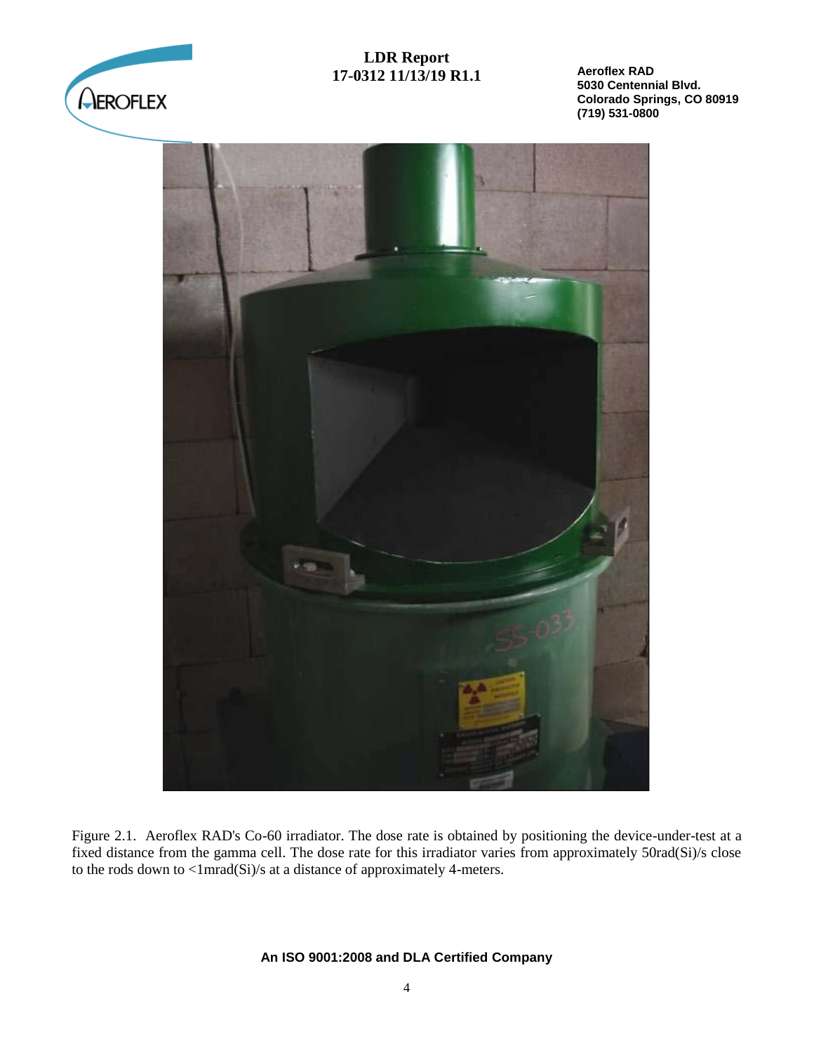Figure 2.1. Aeroflex RAD's Co-60 irradiator. The dose rate is obtained by positioning the device-under-test at a fixed distance from the gamma cell. The dose rate for this irradiator varies from approximately 50rad(Si)/s close to the rods down to <1mrad(Si)/s at a distance of approximately 4-meters.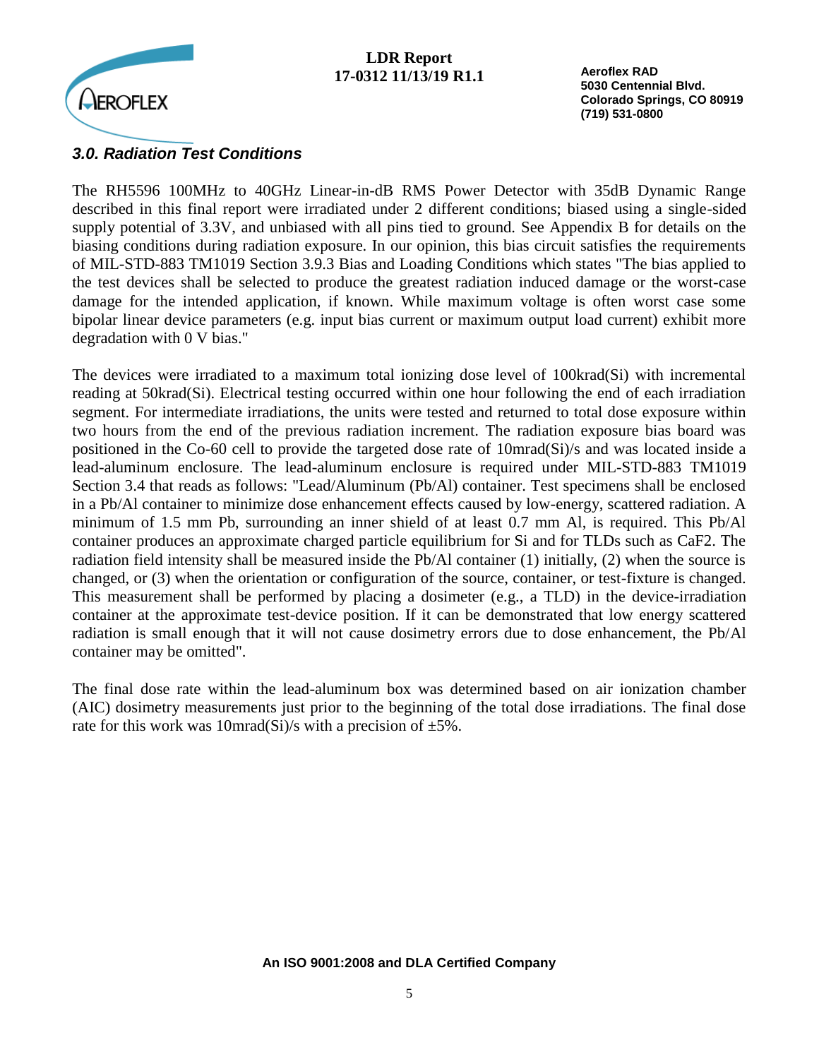### *3.0. Radiation Test Conditions*

The RH5596 100MHz to 40GHz Linear-in-dB RMS Power Detector with 35dB Dynamic Range described in this final report were irradiated under 2 different conditions; biased using a single-sided supply potential of 3.3V, and unbiased with all pins tied to ground. See Appendix B for details on the biasing conditions during radiation exposure. In our opinion, this bias circuit satisfies the requirements of MIL-STD-883 TM1019 Section 3.9.3 Bias and Loading Conditions which states "The bias applied to the test devices shall be selected to produce the greatest radiation induced damage or the worst-case damage for the intended application, if known. While maximum voltage is often worst case some bipolar linear device parameters (e.g. input bias current or maximum output load current) exhibit more degradation with 0 V bias."

The devices were irradiated to a maximum total ionizing dose level of 100krad(Si) with incremental reading at 50krad(Si). Electrical testing occurred within one hour following the end of each irradiation segment. For intermediate irradiations, the units were tested and returned to total dose exposure within two hours from the end of the previous radiation increment. The radiation exposure bias board was positioned in the Co-60 cell to provide the targeted dose rate of 10mrad(Si)/s and was located inside a lead-aluminum enclosure. The lead-aluminum enclosure is required under MIL-STD-883 TM1019 Section 3.4 that reads as follows: "Lead/Aluminum (Pb/Al) container. Test specimens shall be enclosed in a Pb/Al container to minimize dose enhancement effects caused by low-energy, scattered radiation. A minimum of 1.5 mm Pb, surrounding an inner shield of at least 0.7 mm Al, is required. This Pb/Al container produces an approximate charged particle equilibrium for Si and for TLDs such as $CaF_2$. The radiation field intensity shall be measured inside the Pb/Al container (1) initially, (2) when the source is changed, or (3) when the orientation or configuration of the source, container, or test-fixture is changed. This measurement shall be performed by placing a dosimeter (e.g., a TLD) in the device-irradiation container at the approximate test-device position. If it can be demonstrated that low energy scattered radiation is small enough that it will not cause dosimetry errors due to dose enhancement, the Pb/Al container may be omitted".

The final dose rate within the lead-aluminum box was determined based on air ionization chamber (AIC) dosimetry measurements just prior to the beginning of the total dose irradiations. The final dose rate for this work was 10mrad(Si)/s with a precision of ±5%.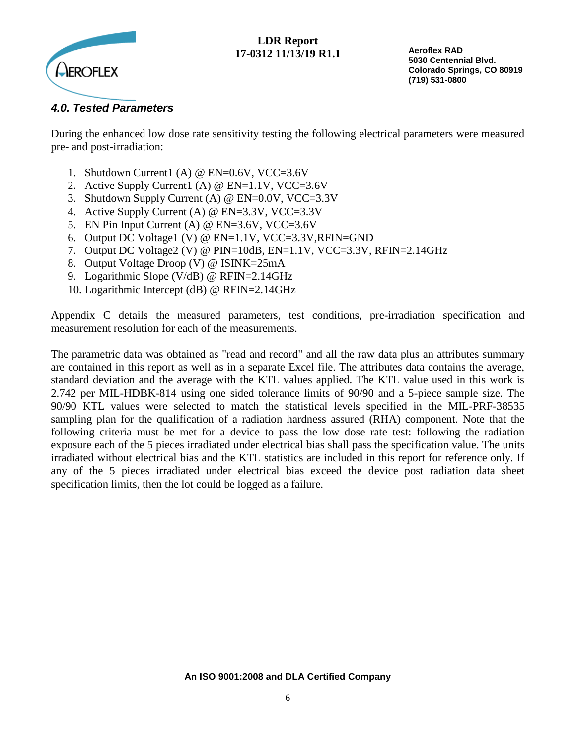### *4.0. Tested Parameters*

During the enhanced low dose rate sensitivity testing the following electrical parameters were measured pre- and post-irradiation:

1. Shutdown Current1 (A) @ EN=0.6V, VCC=3.6V
2. Active Supply Current1 (A) @ EN=1.1V, VCC=3.6V
3. Shutdown Supply Current (A) @ EN=0.0V, VCC=3.3V
4. Active Supply Current (A) @ EN=3.3V, VCC=3.3V
5. EN Pin Input Current (A) @ EN=3.6V, VCC=3.6V
6. Output DC Voltage1 (V) @ EN=1.1V, VCC=3.3V,RFIN=GND
7. Output DC Voltage2 (V) @ PIN=10dB, EN=1.1V, VCC=3.3V, RFIN=2.14GHz
8. Output Voltage Droop (V) @ ISINK=25mA
9. Logarithmic Slope (V/dB) @ RFIN=2.14GHz
10. Logarithmic Intercept (dB) @ RFIN=2.14GHz

Appendix C details the measured parameters, test conditions, pre-irradiation specification and measurement resolution for each of the measurements.

The parametric data was obtained as "read and record" and all the raw data plus an attributes summary are contained in this report as well as in a separate Excel file. The attributes data contains the average, standard deviation and the average with the KTL values applied. The KTL value used in this work is 2.742 per MIL-HDBK-814 using one sided tolerance limits of 90/90 and a 5-piece sample size. The 90/90 KTL values were selected to match the statistical levels specified in the MIL-PRF-38535 sampling plan for the qualification of a radiation hardness assured (RHA) component. Note that the following criteria must be met for a device to pass the low dose rate test: following the radiation exposure each of the 5 pieces irradiated under electrical bias shall pass the specification value. The units irradiated without electrical bias and the KTL statistics are included in this report for reference only. If any of the 5 pieces irradiated under electrical bias exceed the device post radiation data sheet specification limits, then the lot could be logged as a failure.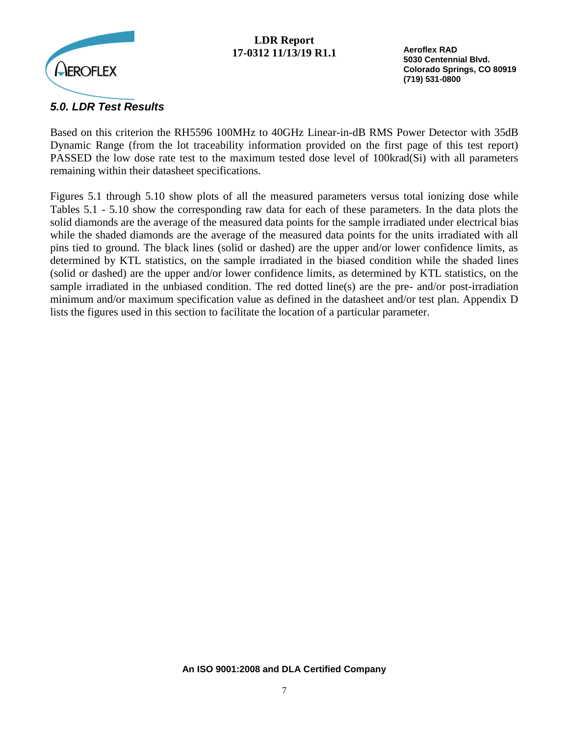## *5.0. LDR Test Results*

Based on this criterion the RH5596 100MHz to 40GHz Linear-in-dB RMS Power Detector with 35dB Dynamic Range (from the lot traceability information provided on the first page of this test report) PASSED the low dose rate test to the maximum tested dose level of 100krad(Si) with all parameters remaining within their datasheet specifications.

Figures 5.1 through 5.10 show plots of all the measured parameters versus total ionizing dose while Tables 5.1 - 5.10 show the corresponding raw data for each of these parameters. In the data plots the solid diamonds are the average of the measured data points for the sample irradiated under electrical bias while the shaded diamonds are the average of the measured data points for the units irradiated with all pins tied to ground. The black lines (solid or dashed) are the upper and/or lower confidence limits, as determined by KTL statistics, on the sample irradiated in the biased condition while the shaded lines (solid or dashed) are the upper and/or lower confidence limits, as determined by KTL statistics, on the sample irradiated in the unbiased condition. The red dotted line(s) are the pre- and/or post-irradiation minimum and/or maximum specification value as defined in the datasheet and/or test plan. Appendix D lists the figures used in this section to facilitate the location of a particular parameter.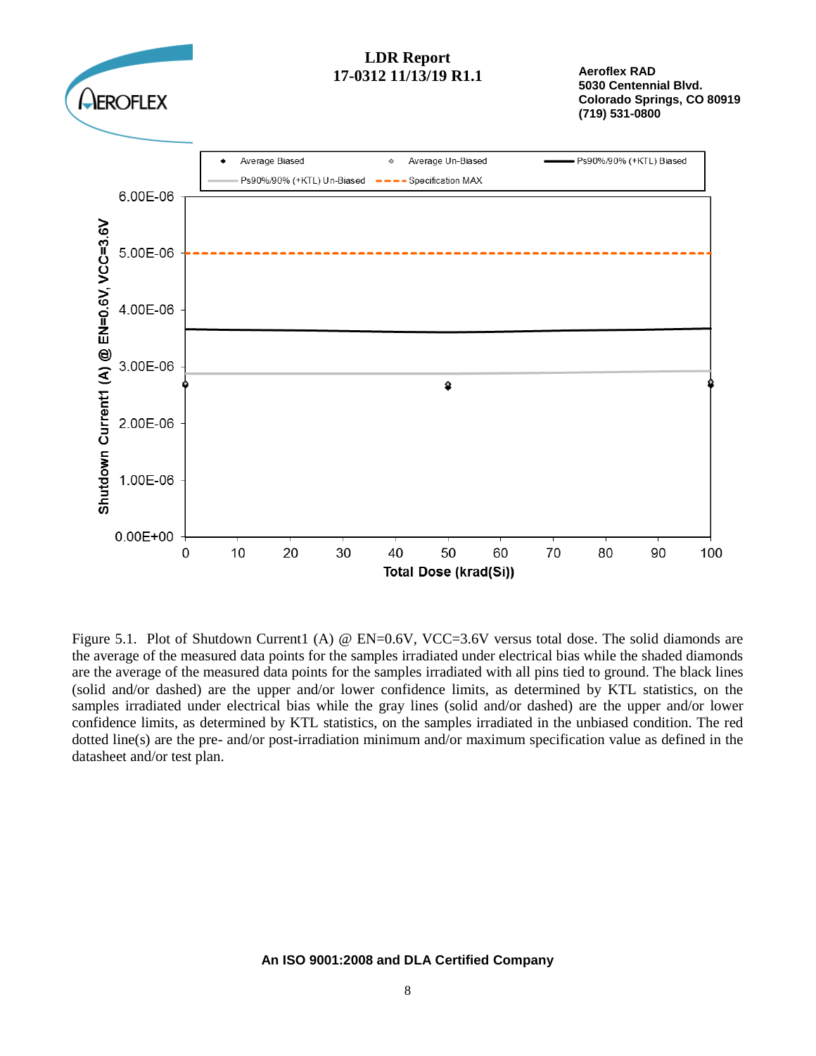Figure 5.1. Plot of Shutdown Current1 (A) @ EN=0.6V, VCC=3.6V versus total dose. The solid diamonds are the average of the measured data points for the samples irradiated under electrical bias while the shaded diamonds are the average of the measured data points for the samples irradiated with all pins tied to ground. The black lines (solid and/or dashed) are the upper and/or lower confidence limits, as determined by KTL statistics, on the samples irradiated under electrical bias while the gray lines (solid and/or dashed) are the upper and/or lower confidence limits, as determined by KTL statistics, on the samples irradiated in the unbiased condition. The red dotted line(s) are the pre- and/or post-irradiation minimum and/or maximum specification value as defined in the datasheet and/or test plan.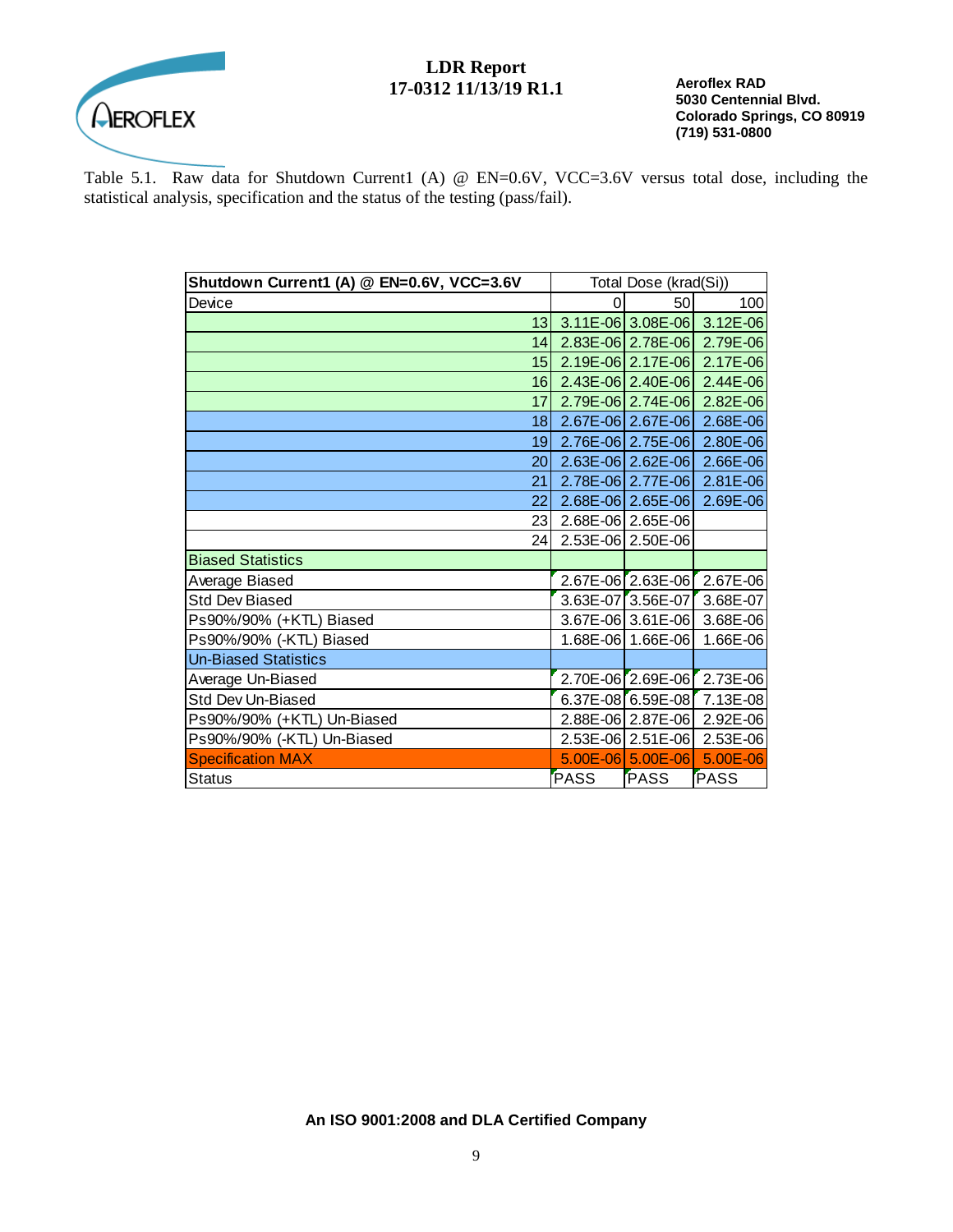Table 5.1. Raw data for Shutdown Current1 (A) @ EN=0.6V, VCC=3.6V versus total dose, including the statistical analysis, specification and the status of the testing (pass/fail).

| Shutdown Current1 (A) @ EN=0.6V, VCC=3.6V | Total Dose (krad(Si)) | | |
|---|---|---|---|
| Device | 0 | 50 | 100 |
| 13 | 3.11E-06 | 3.08E-06 | 3.12E-06 |
| 14 | 2.83E-06 | 2.78E-06 | 2.79E-06 |
| 15 | 2.19E-06 | 2.17E-06 | 2.17E-06 |
| 16 | 2.43E-06 | 2.40E-06 | 2.44E-06 |
| 17 | 2.79E-06 | 2.74E-06 | 2.82E-06 |
| 18 | 2.67E-06 | 2.67E-06 | 2.68E-06 |
| 19 | 2.76E-06 | 2.75E-06 | 2.80E-06 |
| 20 | 2.63E-06 | 2.62E-06 | 2.66E-06 |
| 21 | 2.78E-06 | 2.77E-06 | 2.81E-06 |
| 22 | 2.68E-06 | 2.65E-06 | 2.69E-06 |
| 23 | 2.68E-06 | 2.65E-06 | |
| 24 | 2.53E-06 | 2.50E-06 | |
| Biased Statistics | | | |
| Average Biased | 2.67E-06 | 2.63E-06 | 2.67E-06 |
| Std Dev Biased | 3.63E-07 | 3.56E-07 | 3.68E-07 |
| Ps90%/90% (+KTL) Biased | 3.67E-06 | 3.61E-06 | 3.68E-06 |
| Ps90%/90% (-KTL) Biased | 1.68E-06 | 1.66E-06 | 1.66E-06 |
| Un-Biased Statistics | | | |
| Average Un-Biased | 2.70E-06 | 2.69E-06 | 2.73E-06 |
| Std Dev Un-Biased | 6.37E-08 | 6.59E-08 | 7.13E-08 |
| Ps90%/90% (+KTL) Un-Biased | 2.88E-06 | 2.87E-06 | 2.92E-06 |
| Ps90%/90% (-KTL) Un-Biased | 2.53E-06 | 2.51E-06 | 2.53E-06 |
| Specification MAX | 5.00E-06 | 5.00E-06 | 5.00E-06 |
| Status | PASS | PASS | PASS |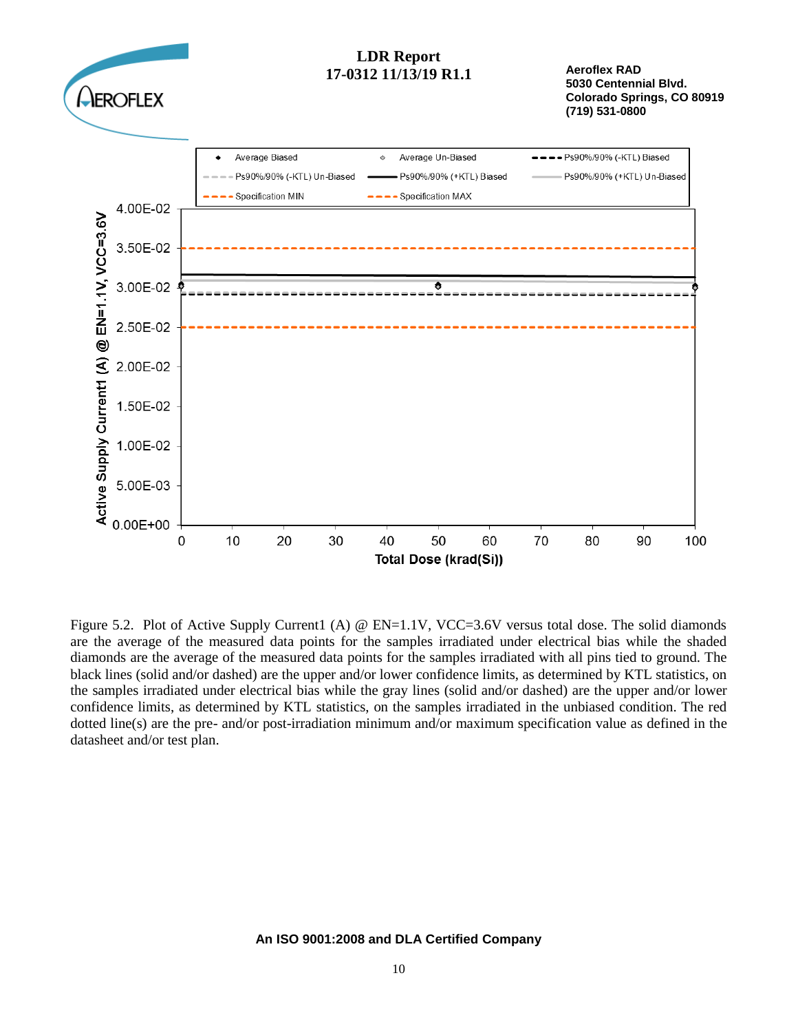Figure 5.2. Plot of Active Supply Current1 (A) @ EN=1.1V, VCC=3.6V versus total dose. The solid diamonds are the average of the measured data points for the samples irradiated under electrical bias while the shaded diamonds are the average of the measured data points for the samples irradiated with all pins tied to ground. The black lines (solid and/or dashed) are the upper and/or lower confidence limits, as determined by KTL statistics, on the samples irradiated under electrical bias while the gray lines (solid and/or dashed) are the upper and/or lower confidence limits, as determined by KTL statistics, on the samples irradiated in the unbiased condition. The red dotted line(s) are the pre- and/or post-irradiation minimum and/or maximum specification value as defined in the datasheet and/or test plan.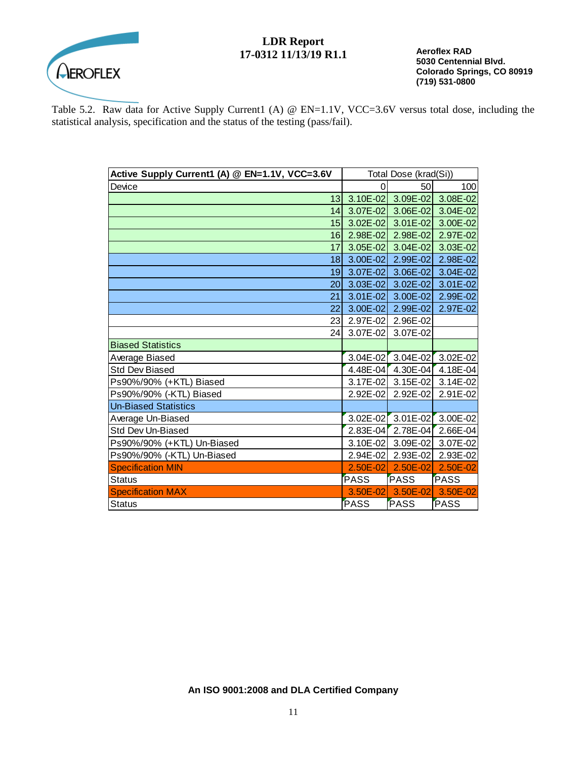Table 5.2. Raw data for Active Supply Current1 (A) @ EN=1.1V, VCC=3.6V versus total dose, including the statistical analysis, specification and the status of the testing (pass/fail).

| Active Supply Current1 (A) @ EN=1.1V, VCC=3.6V | Total Dose (krad(Si)) | | |
|---|---|---|---|
| Device | 0 | 50 | 100 |
| 13 | 3.10E-02 | 3.09E-02 | 3.08E-02 |
| 14 | 3.07E-02 | 3.06E-02 | 3.04E-02 |
| 15 | 3.02E-02 | 3.01E-02 | 3.00E-02 |
| 16 | 2.98E-02 | 2.98E-02 | 2.97E-02 |
| 17 | 3.05E-02 | 3.04E-02 | 3.03E-02 |
| 18 | 3.00E-02 | 2.99E-02 | 2.98E-02 |
| 19 | 3.07E-02 | 3.06E-02 | 3.04E-02 |
| 20 | 3.03E-02 | 3.02E-02 | 3.01E-02 |
| 21 | 3.01E-02 | 3.00E-02 | 2.99E-02 |
| 22 | 3.00E-02 | 2.99E-02 | 2.97E-02 |
| 23 | 2.97E-02 | 2.96E-02 | |
| 24 | 3.07E-02 | 3.07E-02 | |
| Biased Statistics | | | |
| Average Biased | 3.04E-02 | 3.04E-02 | 3.02E-02 |
| Std Dev Biased | 4.48E-04 | 4.30E-04 | 4.18E-04 |
| Ps90%/90% (+KTL) Biased | 3.17E-02 | 3.15E-02 | 3.14E-02 |
| Ps90%/90% (-KTL) Biased | 2.92E-02 | 2.92E-02 | 2.91E-02 |
| Un-Biased Statistics | | | |
| Average Un-Biased | 3.02E-02 | 3.01E-02 | 3.00E-02 |
| Std Dev Un-Biased | 2.83E-04 | 2.78E-04 | 2.66E-04 |
| Ps90%/90% (+KTL) Un-Biased | 3.10E-02 | 3.09E-02 | 3.07E-02 |
| Ps90%/90% (-KTL) Un-Biased | 2.94E-02 | 2.93E-02 | 2.93E-02 |
| Specification MIN | 2.50E-02 | 2.50E-02 | 2.50E-02 |
| Status | PASS | PASS | PASS |
| Specification MAX | 3.50E-02 | 3.50E-02 | 3.50E-02 |
| Status | PASS | PASS | PASS |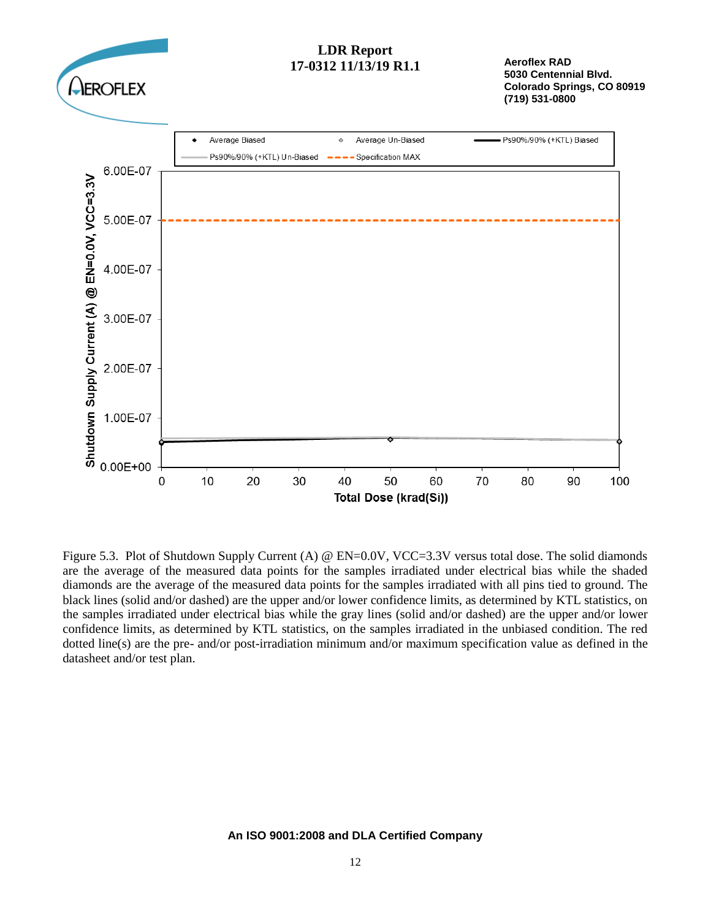Figure 5.3. Plot of Shutdown Supply Current (A) @ EN=0.0V, VCC=3.3V versus total dose. The solid diamonds are the average of the measured data points for the samples irradiated under electrical bias while the shaded diamonds are the average of the measured data points for the samples irradiated with all pins tied to ground. The black lines (solid and/or dashed) are the upper and/or lower confidence limits, as determined by KTL statistics, on the samples irradiated under electrical bias while the gray lines (solid and/or dashed) are the upper and/or lower confidence limits, as determined by KTL statistics, on the samples irradiated in the unbiased condition. The red dotted line(s) are the pre- and/or post-irradiation minimum and/or maximum specification value as defined in the datasheet and/or test plan.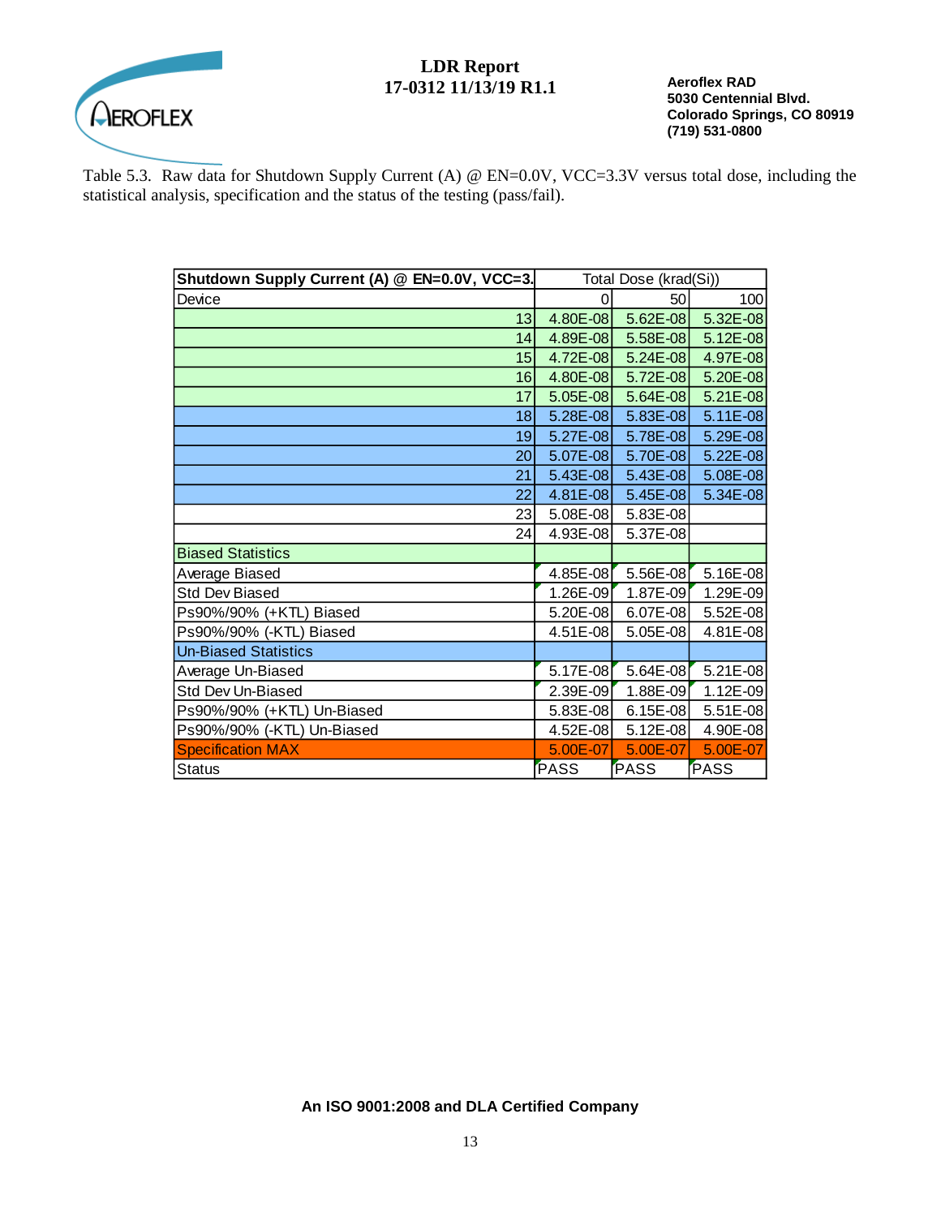Table 5.3. Raw data for Shutdown Supply Current (A) @ EN=0.0V, VCC=3.3V versus total dose, including the statistical analysis, specification and the status of the testing (pass/fail).

| Shutdown Supply Current (A) @ EN=0.0V, VCC=3. | Total Dose (krad(Si)) | | |
|---|---|---|---|
| Device | 0 | 50 | 100 |
| 13 | 4.80E-08 | 5.62E-08 | 5.32E-08 |
| 14 | 4.89E-08 | 5.58E-08 | 5.12E-08 |
| 15 | 4.72E-08 | 5.24E-08 | 4.97E-08 |
| 16 | 4.80E-08 | 5.72E-08 | 5.20E-08 |
| 17 | 5.05E-08 | 5.64E-08 | 5.21E-08 |
| 18 | 5.28E-08 | 5.83E-08 | 5.11E-08 |
| 19 | 5.27E-08 | 5.78E-08 | 5.29E-08 |
| 20 | 5.07E-08 | 5.70E-08 | 5.22E-08 |
| 21 | 5.43E-08 | 5.43E-08 | 5.08E-08 |
| 22 | 4.81E-08 | 5.45E-08 | 5.34E-08 |
| 23 | 5.08E-08 | 5.83E-08 | |
| 24 | 4.93E-08 | 5.37E-08 | |
| Biased Statistics | | | |
| Average Biased | 4.85E-08 | 5.56E-08 | 5.16E-08 |
| Std Dev Biased | 1.26E-09 | 1.87E-09 | 1.29E-09 |
| Ps90%/90% (+KTL) Biased | 5.20E-08 | 6.07E-08 | 5.52E-08 |
| Ps90%/90% (-KTL) Biased | 4.51E-08 | 5.05E-08 | 4.81E-08 |
| Un-Biased Statistics | | | |
| Average Un-Biased | 5.17E-08 | 5.64E-08 | 5.21E-08 |
| Std Dev Un-Biased | 2.39E-09 | 1.88E-09 | 1.12E-09 |
| Ps90%/90% (+KTL) Un-Biased | 5.83E-08 | 6.15E-08 | 5.51E-08 |
| Ps90%/90% (-KTL) Un-Biased | 4.52E-08 | 5.12E-08 | 4.90E-08 |
| Specification MAX | 5.00E-07 | 5.00E-07 | 5.00E-07 |
| Status | PASS | PASS | PASS |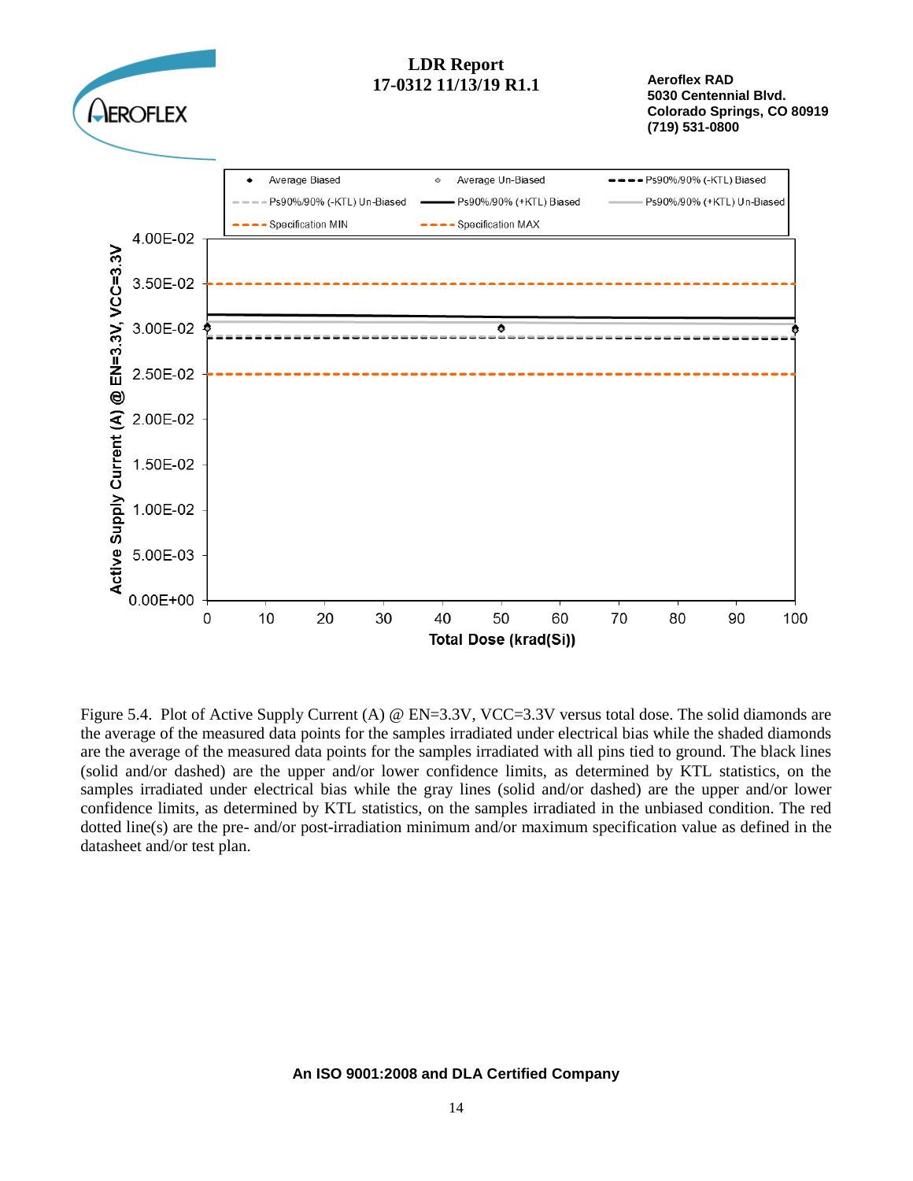Figure 5.4. Plot of Active Supply Current (A) @ EN=3.3V, VCC=3.3V versus total dose. The solid diamonds are the average of the measured data points for the samples irradiated under electrical bias while the shaded diamonds are the average of the measured data points for the samples irradiated with all pins tied to ground. The black lines (solid and/or dashed) are the upper and/or lower confidence limits, as determined by KTL statistics, on the samples irradiated under electrical bias while the gray lines (solid and/or dashed) are the upper and/or lower confidence limits, as determined by KTL statistics, on the samples irradiated in the unbiased condition. The red dotted line(s) are the pre- and/or post-irradiation minimum and/or maximum specification value as defined in the datasheet and/or test plan.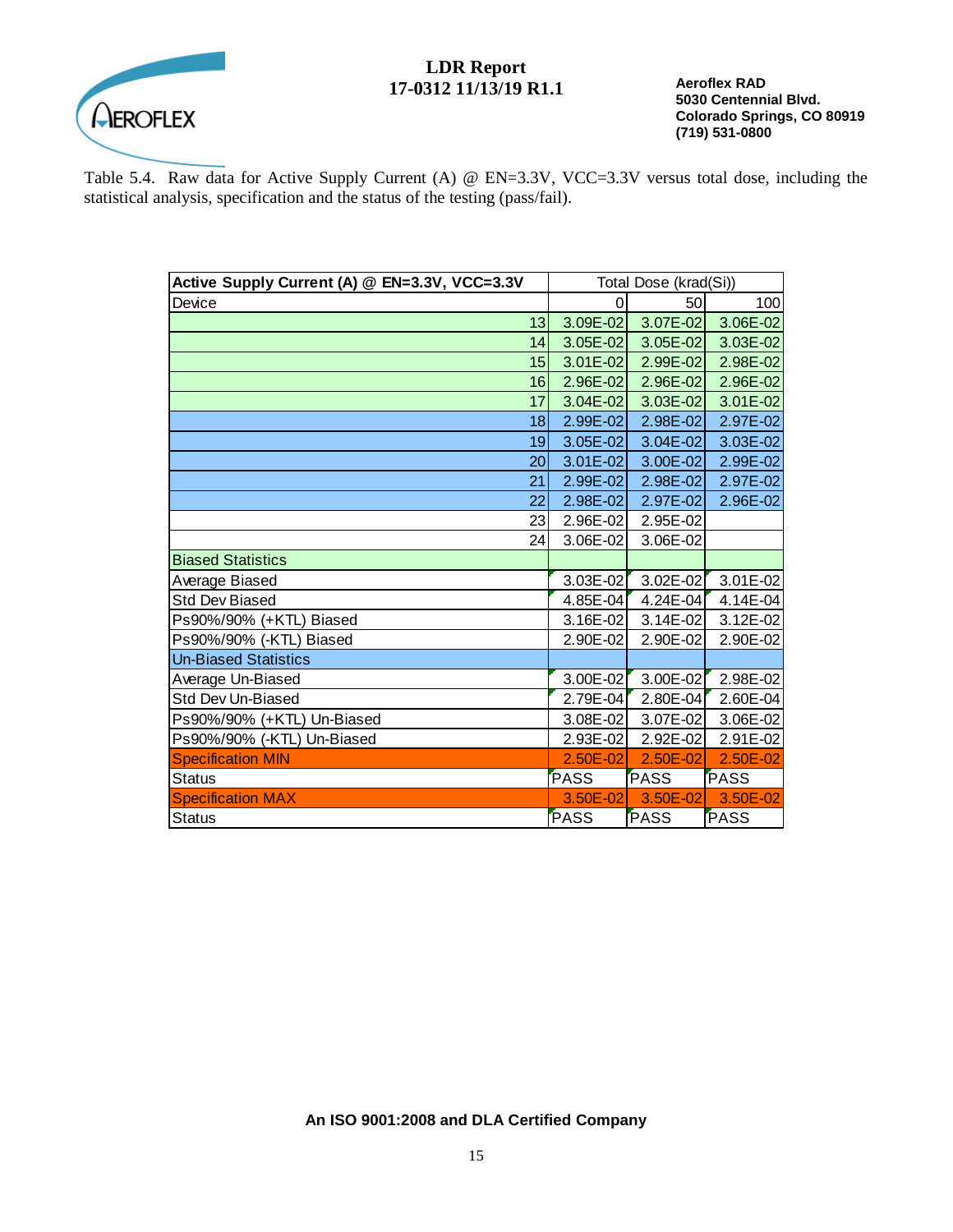Table 5.4. Raw data for Active Supply Current (A) @ EN=3.3V, VCC=3.3V versus total dose, including the statistical analysis, specification and the status of the testing (pass/fail).

| **Active Supply Current (A) @ EN=3.3V, VCC=3.3V** | Total Dose (krad(Si)) | | |
|---|---|---|---|
| Device | 0 | 50 | 100 |
| 13 | 3.09E-02 | 3.07E-02 | 3.06E-02 |
| 14 | 3.05E-02 | 3.05E-02 | 3.03E-02 |
| 15 | 3.01E-02 | 2.99E-02 | 2.98E-02 |
| 16 | 2.96E-02 | 2.96E-02 | 2.96E-02 |
| 17 | 3.04E-02 | 3.03E-02 | 3.01E-02 |
| 18 | 2.99E-02 | 2.98E-02 | 2.97E-02 |
| 19 | 3.05E-02 | 3.04E-02 | 3.03E-02 |
| 20 | 3.01E-02 | 3.00E-02 | 2.99E-02 |
| 21 | 2.99E-02 | 2.98E-02 | 2.97E-02 |
| 22 | 2.98E-02 | 2.97E-02 | 2.96E-02 |
| 23 | 2.96E-02 | 2.95E-02 | |
| 24 | 3.06E-02 | 3.06E-02 | |
| Biased Statistics | | | |
| Average Biased | 3.03E-02 | 3.02E-02 | 3.01E-02 |
| Std Dev Biased | 4.85E-04 | 4.24E-04 | 4.14E-04 |
| Ps90%/90% (+KTL) Biased | 3.16E-02 | 3.14E-02 | 3.12E-02 |
| Ps90%/90% (-KTL) Biased | 2.90E-02 | 2.90E-02 | 2.90E-02 |
| Un-Biased Statistics | | | |
| Average Un-Biased | 3.00E-02 | 3.00E-02 | 2.98E-02 |
| Std Dev Un-Biased | 2.79E-04 | 2.80E-04 | 2.60E-04 |
| Ps90%/90% (+KTL) Un-Biased | 3.08E-02 | 3.07E-02 | 3.06E-02 |
| Ps90%/90% (-KTL) Un-Biased | 2.93E-02 | 2.92E-02 | 2.91E-02 |
| Specification MIN | 2.50E-02 | 2.50E-02 | 2.50E-02 |
| Status | PASS | PASS | PASS |
| Specification MAX | 3.50E-02 | 3.50E-02 | 3.50E-02 |
| Status | PASS | PASS | PASS |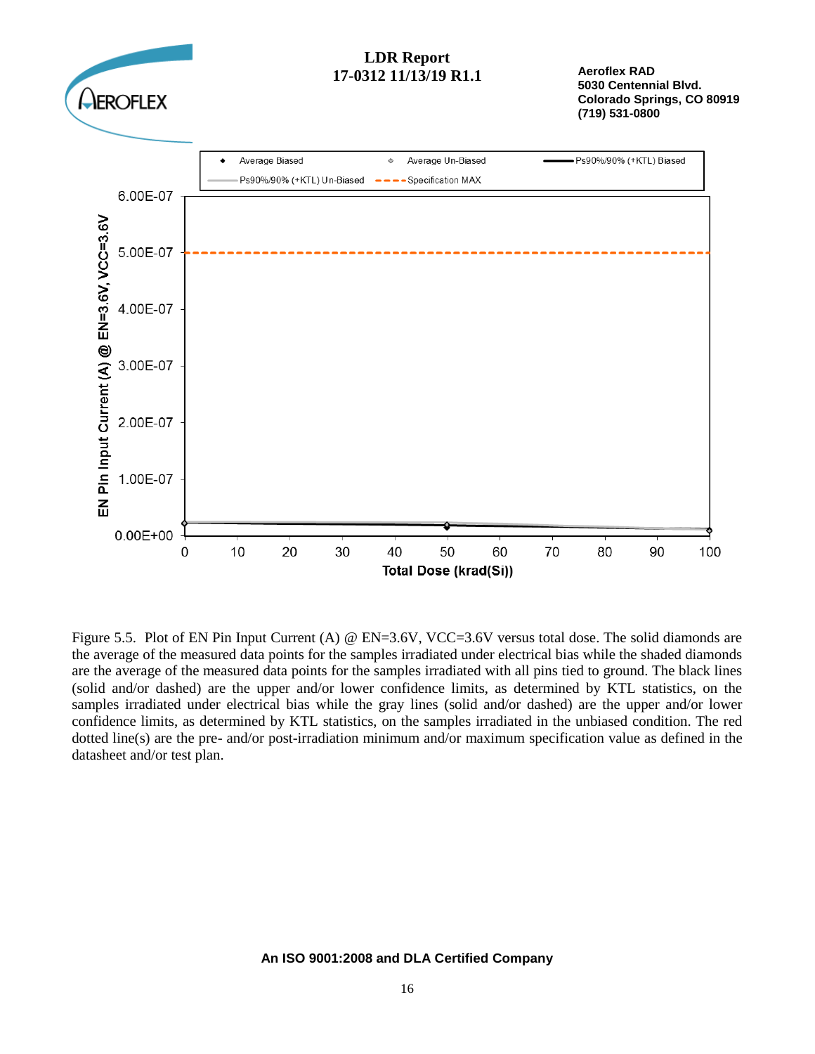Figure 5.5. Plot of EN Pin Input Current (A) @ EN=3.6V, VCC=3.6V versus total dose. The solid diamonds are the average of the measured data points for the samples irradiated under electrical bias while the shaded diamonds are the average of the measured data points for the samples irradiated with all pins tied to ground. The black lines (solid and/or dashed) are the upper and/or lower confidence limits, as determined by KTL statistics, on the samples irradiated under electrical bias while the gray lines (solid and/or dashed) are the upper and/or lower confidence limits, as determined by KTL statistics, on the samples irradiated in the unbiased condition. The red dotted line(s) are the pre- and/or post-irradiation minimum and/or maximum specification value as defined in the datasheet and/or test plan.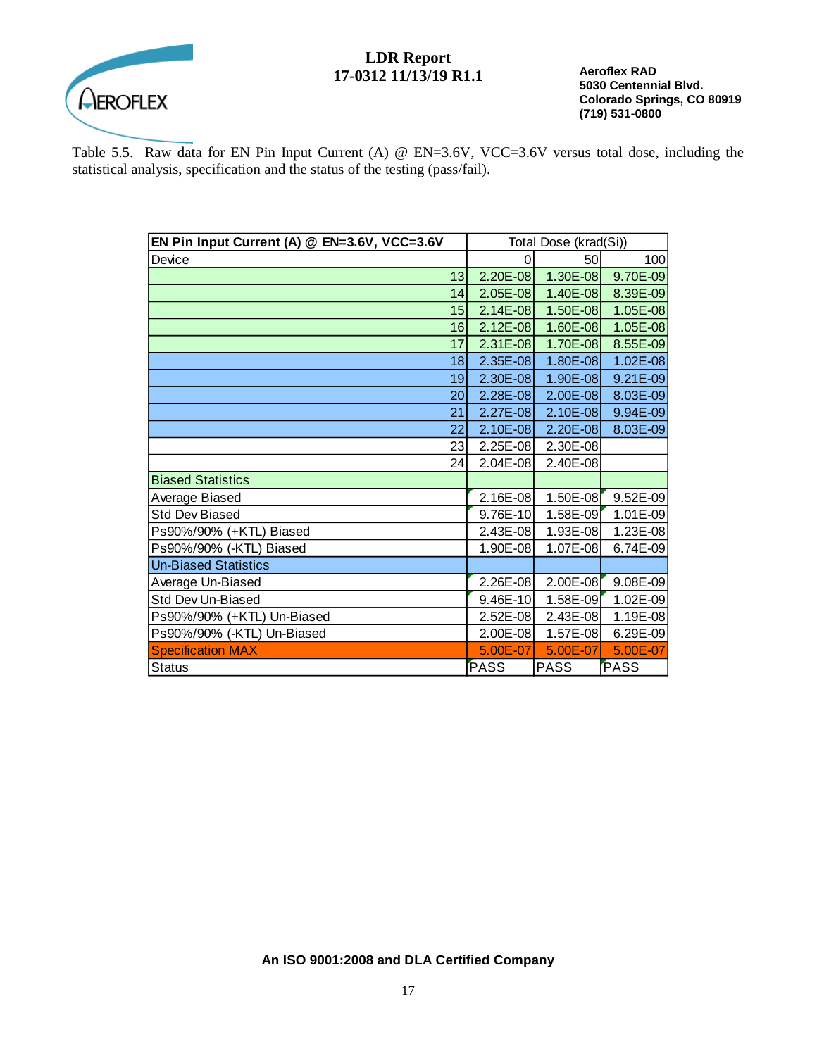Table 5.5. Raw data for EN Pin Input Current (A) @ EN=3.6V, VCC=3.6V versus total dose, including the statistical analysis, specification and the status of the testing (pass/fail).

| EN Pin Input Current (A) @ EN=3.6V, VCC=3.6V | Total Dose (krad(Si)) | | |
|---|---|---|---|
| Device | 0 | 50 | 100 |
| 13 | 2.20E-08 | 1.30E-08 | 9.70E-09 |
| 14 | 2.05E-08 | 1.40E-08 | 8.39E-09 |
| 15 | 2.14E-08 | 1.50E-08 | 1.05E-08 |
| 16 | 2.12E-08 | 1.60E-08 | 1.05E-08 |
| 17 | 2.31E-08 | 1.70E-08 | 8.55E-09 |
| 18 | 2.35E-08 | 1.80E-08 | 1.02E-08 |
| 19 | 2.30E-08 | 1.90E-08 | 9.21E-09 |
| 20 | 2.28E-08 | 2.00E-08 | 8.03E-09 |
| 21 | 2.27E-08 | 2.10E-08 | 9.94E-09 |
| 22 | 2.10E-08 | 2.20E-08 | 8.03E-09 |
| 23 | 2.25E-08 | 2.30E-08 | |
| 24 | 2.04E-08 | 2.40E-08 | |
| Biased Statistics | | | |
| Average Biased | 2.16E-08 | 1.50E-08 | 9.52E-09 |
| Std Dev Biased | 9.76E-10 | 1.58E-09 | 1.01E-09 |
| Ps90%/90% (+KTL) Biased | 2.43E-08 | 1.93E-08 | 1.23E-08 |
| Ps90%/90% (-KTL) Biased | 1.90E-08 | 1.07E-08 | 6.74E-09 |
| Un-Biased Statistics | | | |
| Average Un-Biased | 2.26E-08 | 2.00E-08 | 9.08E-09 |
| Std Dev Un-Biased | 9.46E-10 | 1.58E-09 | 1.02E-09 |
| Ps90%/90% (+KTL) Un-Biased | 2.52E-08 | 2.43E-08 | 1.19E-08 |
| Ps90%/90% (-KTL) Un-Biased | 2.00E-08 | 1.57E-08 | 6.29E-09 |
| Specification MAX | 5.00E-07 | 5.00E-07 | 5.00E-07 |
| Status | PASS | PASS | PASS |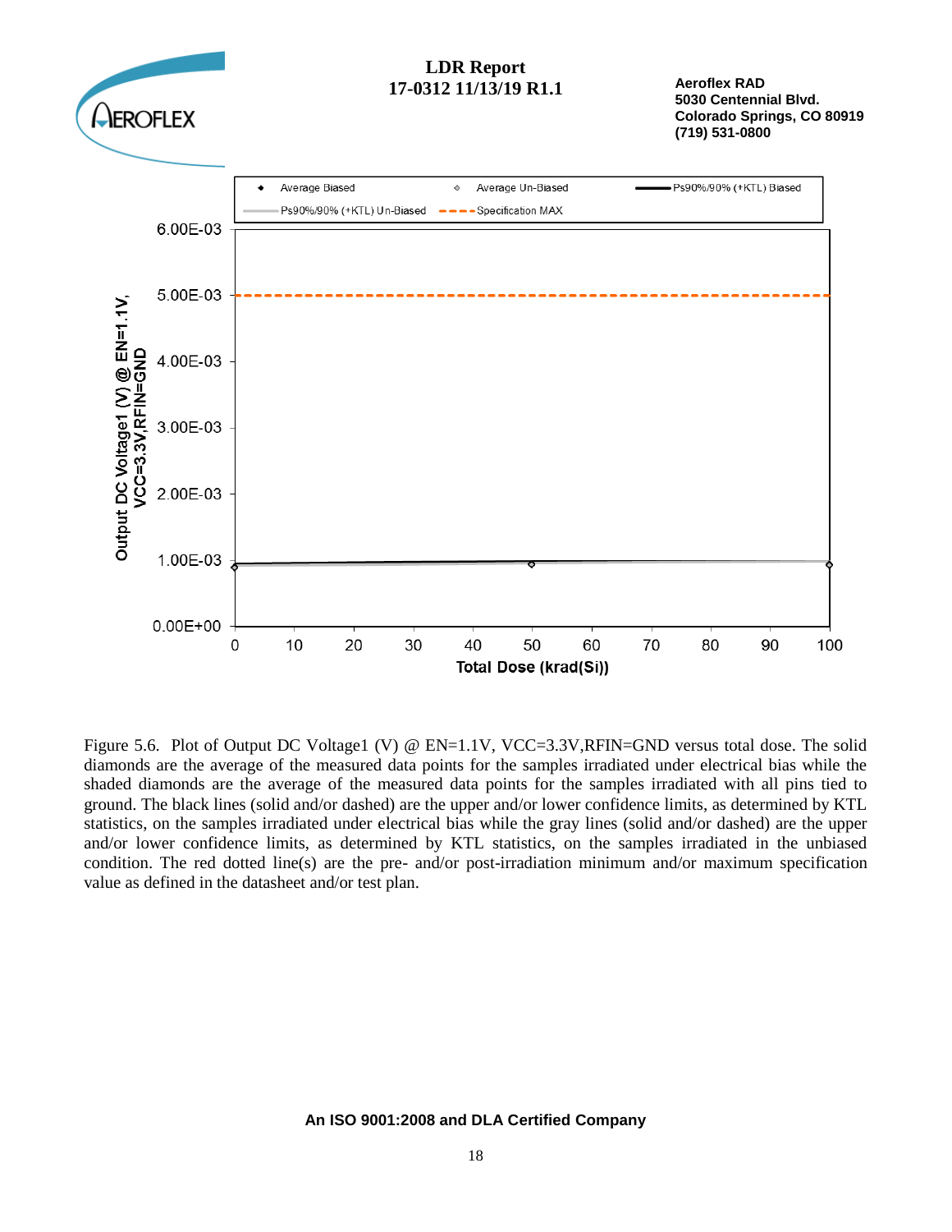Figure 5.6. Plot of Output DC Voltage1 (V) @ EN=1.1V, VCC=3.3V,RFIN=GND versus total dose. The solid diamonds are the average of the measured data points for the samples irradiated under electrical bias while the shaded diamonds are the average of the measured data points for the samples irradiated with all pins tied to ground. The black lines (solid and/or dashed) are the upper and/or lower confidence limits, as determined by KTL statistics, on the samples irradiated under electrical bias while the gray lines (solid and/or dashed) are the upper and/or lower confidence limits, as determined by KTL statistics, on the samples irradiated in the unbiased condition. The red dotted line(s) are the pre- and/or post-irradiation minimum and/or maximum specification value as defined in the datasheet and/or test plan.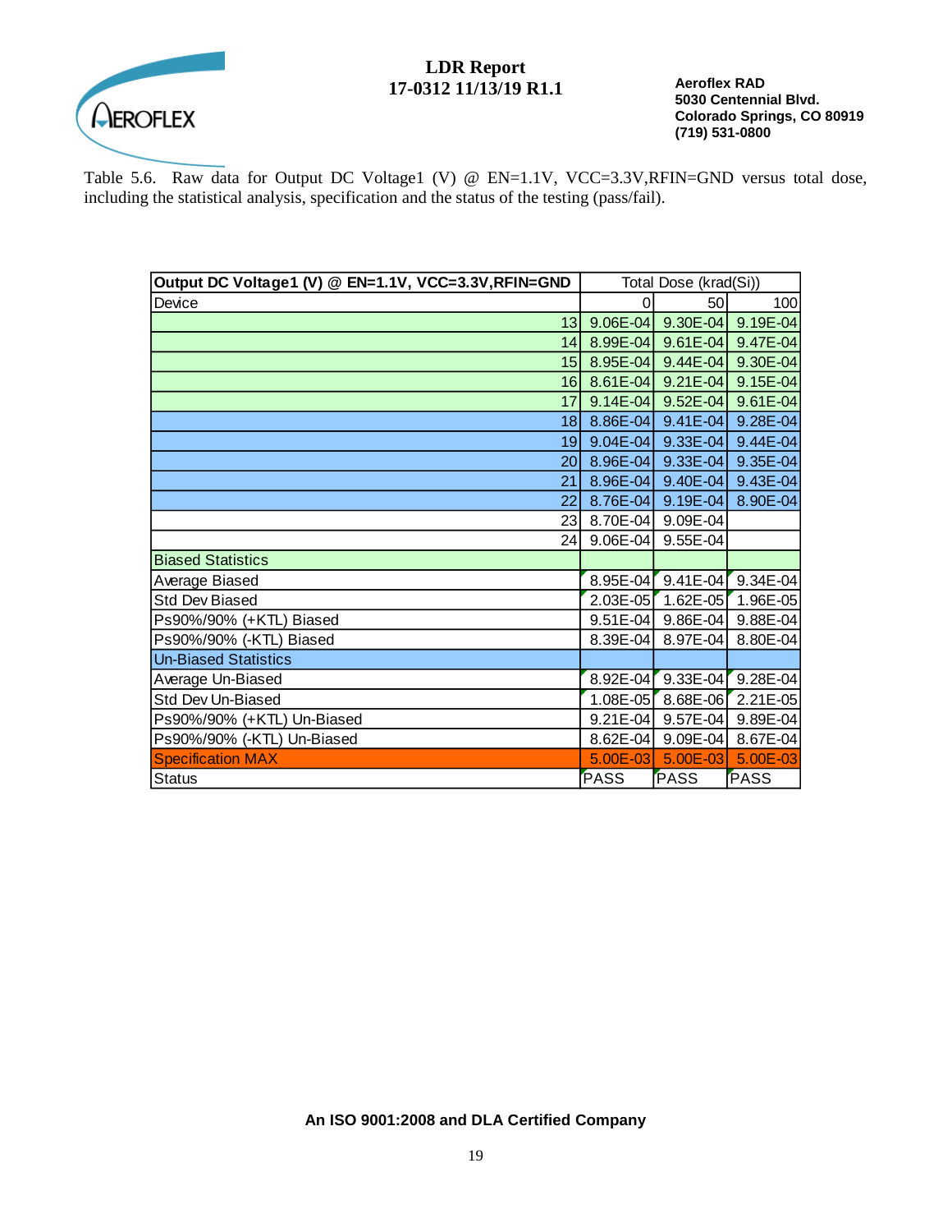Table 5.6. Raw data for Output DC Voltage1 (V) @ EN=1.1V, VCC=3.3V,RFIN=GND versus total dose, including the statistical analysis, specification and the status of the testing (pass/fail).

| Output DC Voltage1 (V) @ EN=1.1V, VCC=3.3V,RFIN=GND | Total Dose (krad(Si)) | | |
|---|---|---|---|
| Device | 0 | 50 | 100 |
| 13 | 9.06E-04 | 9.30E-04 | 9.19E-04 |
| 14 | 8.99E-04 | 9.61E-04 | 9.47E-04 |
| 15 | 8.95E-04 | 9.44E-04 | 9.30E-04 |
| 16 | 8.61E-04 | 9.21E-04 | 9.15E-04 |
| 17 | 9.14E-04 | 9.52E-04 | 9.61E-04 |
| 18 | 8.86E-04 | 9.41E-04 | 9.28E-04 |
| 19 | 9.04E-04 | 9.33E-04 | 9.44E-04 |
| 20 | 8.96E-04 | 9.33E-04 | 9.35E-04 |
| 21 | 8.96E-04 | 9.40E-04 | 9.43E-04 |
| 22 | 8.76E-04 | 9.19E-04 | 8.90E-04 |
| 23 | 8.70E-04 | 9.09E-04 | |
| 24 | 9.06E-04 | 9.55E-04 | |
| Biased Statistics | | | |
| Average Biased | 8.95E-04 | 9.41E-04 | 9.34E-04 |
| Std Dev Biased | 2.03E-05 | 1.62E-05 | 1.96E-05 |
| Ps90%/90% (+KTL) Biased | 9.51E-04 | 9.86E-04 | 9.88E-04 |
| Ps90%/90% (-KTL) Biased | 8.39E-04 | 8.97E-04 | 8.80E-04 |
| Un-Biased Statistics | | | |
| Average Un-Biased | 8.92E-04 | 9.33E-04 | 9.28E-04 |
| Std Dev Un-Biased | 1.08E-05 | 8.68E-06 | 2.21E-05 |
| Ps90%/90% (+KTL) Un-Biased | 9.21E-04 | 9.57E-04 | 9.89E-04 |
| Ps90%/90% (-KTL) Un-Biased | 8.62E-04 | 9.09E-04 | 8.67E-04 |
| Specification MAX | 5.00E-03 | 5.00E-03 | 5.00E-03 |
| Status | PASS | PASS | PASS |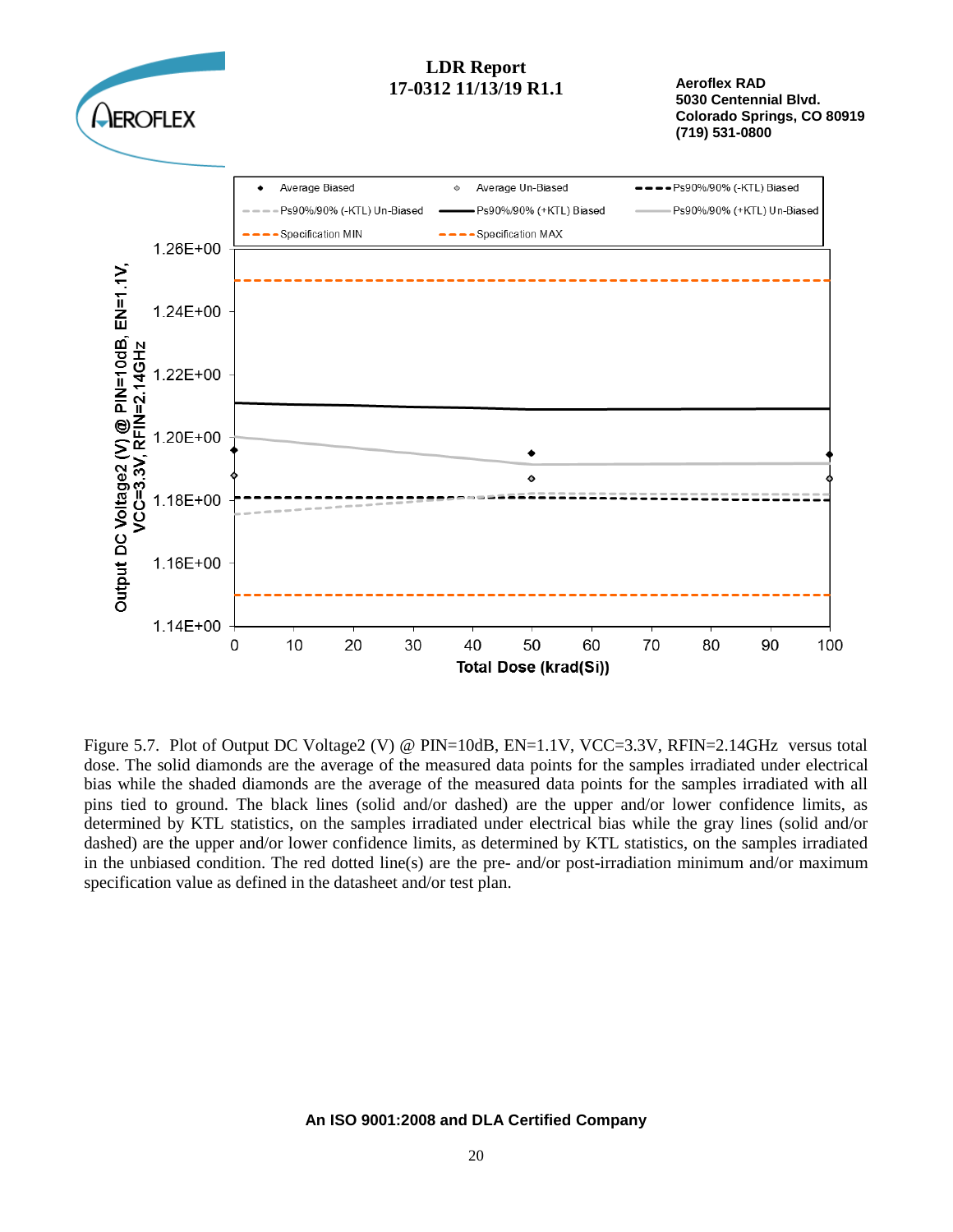Figure 5.7. Plot of Output DC Voltage2 (V) @ PIN=10dB, EN=1.1V, VCC=3.3V, RFIN=2.14GHz versus total dose. The solid diamonds are the average of the measured data points for the samples irradiated under electrical bias while the shaded diamonds are the average of the measured data points for the samples irradiated with all pins tied to ground. The black lines (solid and/or dashed) are the upper and/or lower confidence limits, as determined by KTL statistics, on the samples irradiated under electrical bias while the gray lines (solid and/or dashed) are the upper and/or lower confidence limits, as determined by KTL statistics, on the samples irradiated in the unbiased condition. The red dotted line(s) are the pre- and/or post-irradiation minimum and/or maximum specification value as defined in the datasheet and/or test plan.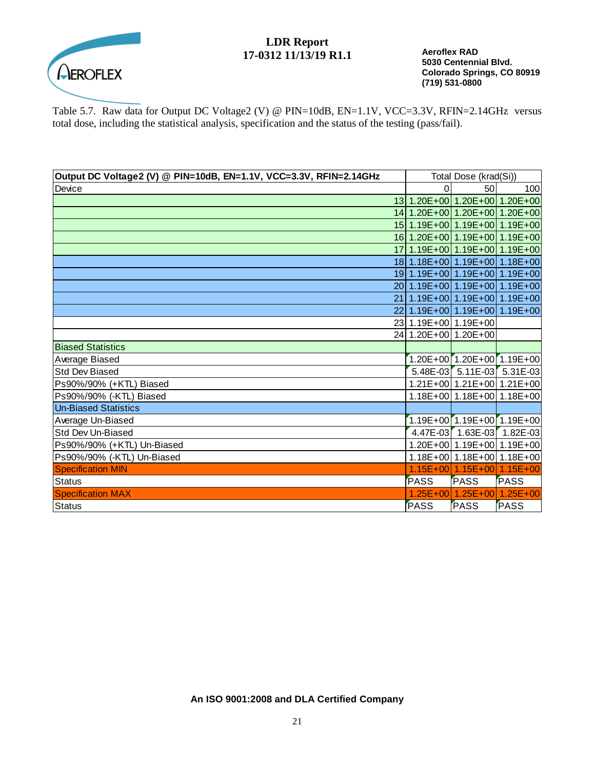Table 5.7. Raw data for Output DC Voltage2 (V) @ PIN=10dB, EN=1.1V, VCC=3.3V, RFIN=2.14GHz versus total dose, including the statistical analysis, specification and the status of the testing (pass/fail).

| **Output DC Voltage2 (V) @ PIN=10dB, EN=1.1V, VCC=3.3V, RFIN=2.14GHz** | Total Dose (krad(Si)) | | |
|---|---|---|---|
| Device | 0 | 50 | 100 |
| 13 | 1.20E+00 | 1.20E+00 | 1.20E+00 |
| 14 | 1.20E+00 | 1.20E+00 | 1.20E+00 |
| 15 | 1.19E+00 | 1.19E+00 | 1.19E+00 |
| 16 | 1.20E+00 | 1.19E+00 | 1.19E+00 |
| 17 | 1.19E+00 | 1.19E+00 | 1.19E+00 |
| 18 | 1.18E+00 | 1.19E+00 | 1.18E+00 |
| 19 | 1.19E+00 | 1.19E+00 | 1.19E+00 |
| 20 | 1.19E+00 | 1.19E+00 | 1.19E+00 |
| 21 | 1.19E+00 | 1.19E+00 | 1.19E+00 |
| 22 | 1.19E+00 | 1.19E+00 | 1.19E+00 |
| 23 | 1.19E+00 | 1.19E+00 | |
| 24 | 1.20E+00 | 1.20E+00 | |
| Biased Statistics | | | |
| Average Biased | 1.20E+00 | 1.20E+00 | 1.19E+00 |
| Std Dev Biased | 5.48E-03 | 5.11E-03 | 5.31E-03 |
| Ps90%/90% (+KTL) Biased | 1.21E+00 | 1.21E+00 | 1.21E+00 |
| Ps90%/90% (-KTL) Biased | 1.18E+00 | 1.18E+00 | 1.18E+00 |
| Un-Biased Statistics | | | |
| Average Un-Biased | 1.19E+00 | 1.19E+00 | 1.19E+00 |
| Std Dev Un-Biased | 4.47E-03 | 1.63E-03 | 1.82E-03 |
| Ps90%/90% (+KTL) Un-Biased | 1.20E+00 | 1.19E+00 | 1.19E+00 |
| Ps90%/90% (-KTL) Un-Biased | 1.18E+00 | 1.18E+00 | 1.18E+00 |
| Specification MIN | 1.15E+00 | 1.15E+00 | 1.15E+00 |
| Status | PASS | PASS | PASS |
| Specification MAX | 1.25E+00 | 1.25E+00 | 1.25E+00 |
| Status | PASS | PASS | PASS |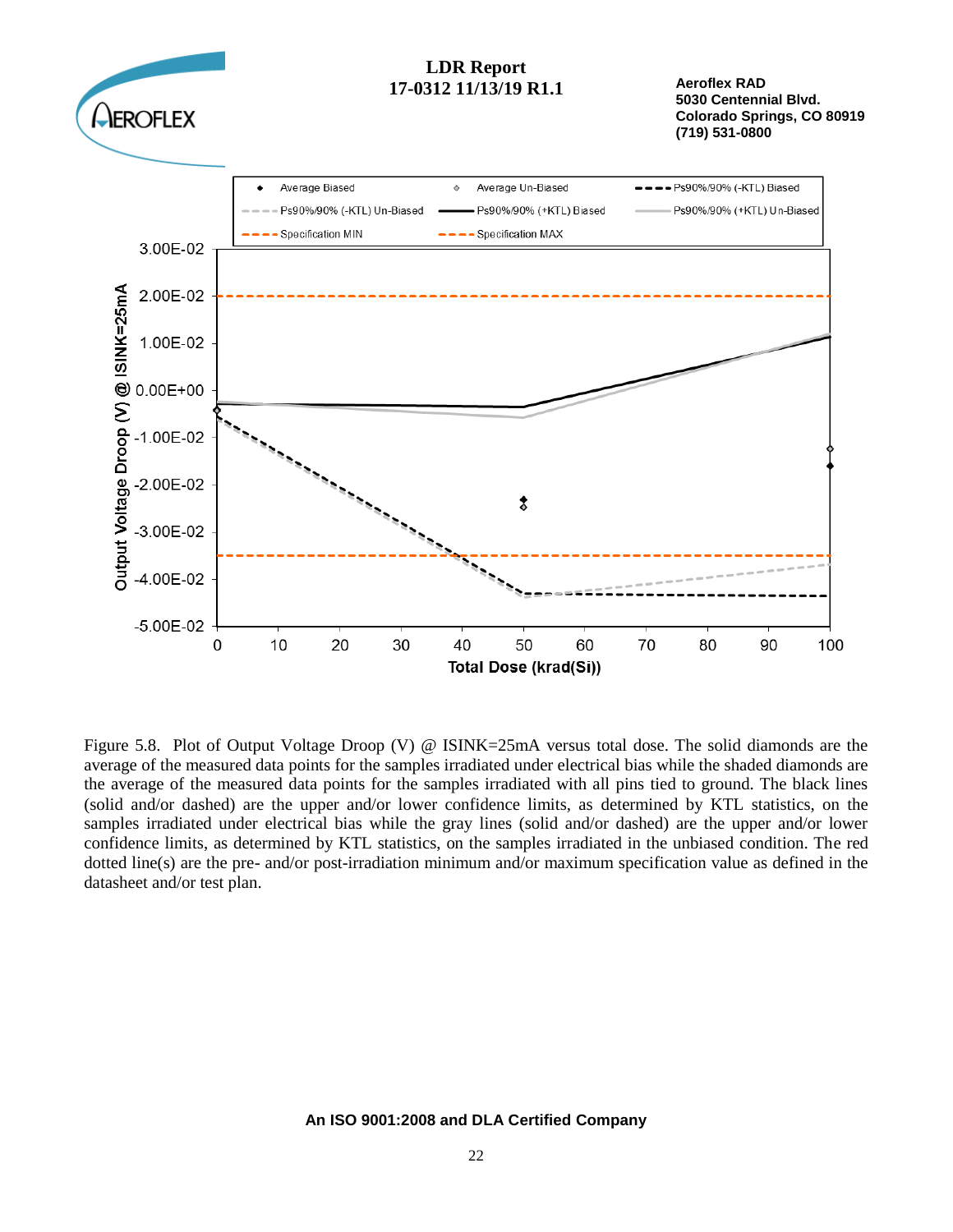Figure 5.8. Plot of Output Voltage Droop (V) @ ISINK=25mA versus total dose. The solid diamonds are the average of the measured data points for the samples irradiated under electrical bias while the shaded diamonds are the average of the measured data points for the samples irradiated with all pins tied to ground. The black lines (solid and/or dashed) are the upper and/or lower confidence limits, as determined by KTL statistics, on the samples irradiated under electrical bias while the gray lines (solid and/or dashed) are the upper and/or lower confidence limits, as determined by KTL statistics, on the samples irradiated in the unbiased condition. The red dotted line(s) are the pre- and/or post-irradiation minimum and/or maximum specification value as defined in the datasheet and/or test plan.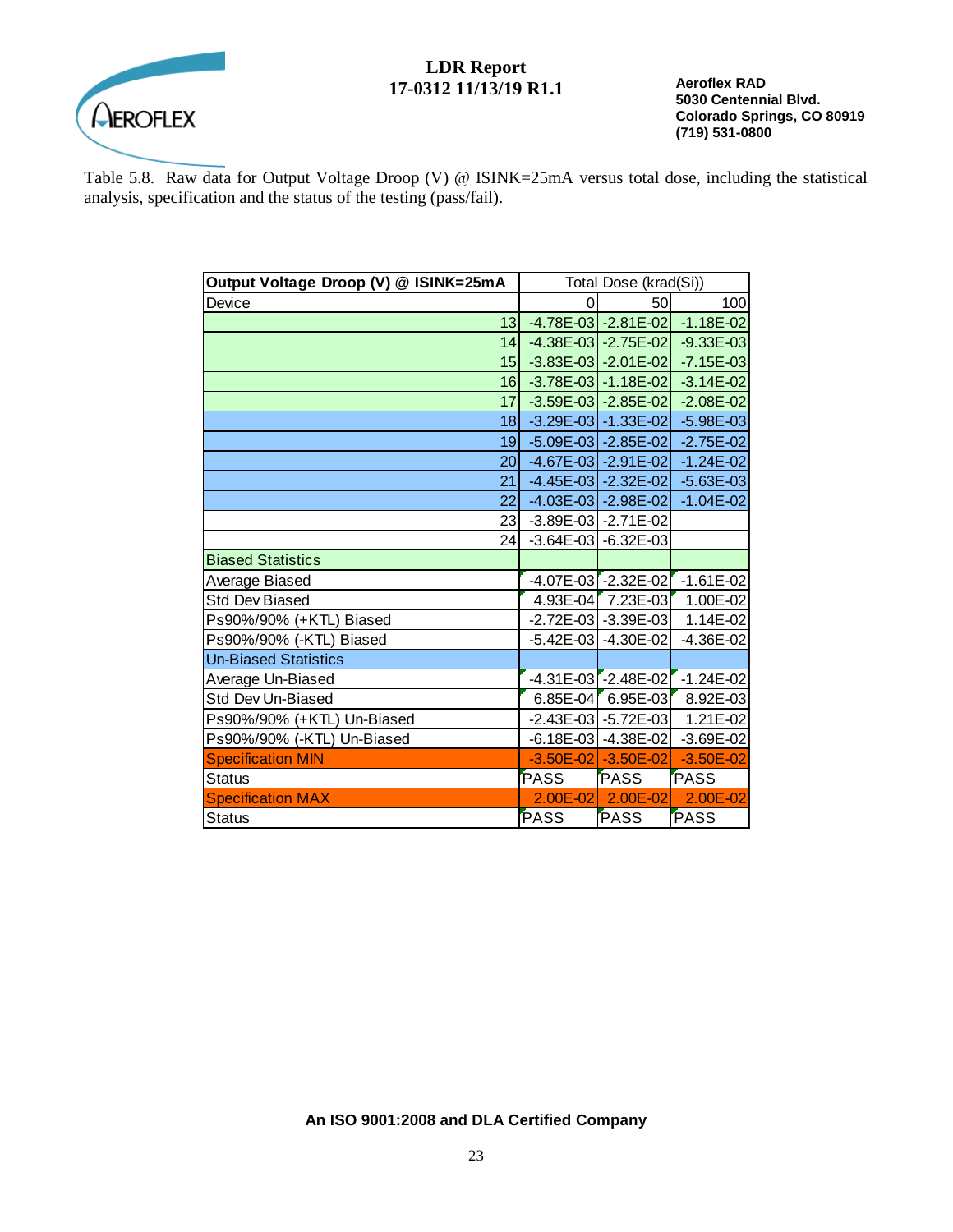Table 5.8. Raw data for Output Voltage Droop (V) @ ISINK=25mA versus total dose, including the statistical analysis, specification and the status of the testing (pass/fail).

| Output Voltage Droop (V) @ ISINK=25mA | Total Dose (krad(Si)) | | |
|---|---|---|---|
| Device | 0 | 50 | 100 |
| 13 | -4.78E-03 | -2.81E-02 | -1.18E-02 |
| 14 | -4.38E-03 | -2.75E-02 | -9.33E-03 |
| 15 | -3.83E-03 | -2.01E-02 | -7.15E-03 |
| 16 | -3.78E-03 | -1.18E-02 | -3.14E-02 |
| 17 | -3.59E-03 | -2.85E-02 | -2.08E-02 |
| 18 | -3.29E-03 | -1.33E-02 | -5.98E-03 |
| 19 | -5.09E-03 | -2.85E-02 | -2.75E-02 |
| 20 | -4.67E-03 | -2.91E-02 | -1.24E-02 |
| 21 | -4.45E-03 | -2.32E-02 | -5.63E-03 |
| 22 | -4.03E-03 | -2.98E-02 | -1.04E-02 |
| 23 | -3.89E-03 | -2.71E-02 | |
| 24 | -3.64E-03 | -6.32E-03 | |
| Biased Statistics | | | |
| Average Biased | -4.07E-03 | -2.32E-02 | -1.61E-02 |
| Std Dev Biased | 4.93E-04 | 7.23E-03 | 1.00E-02 |
| Ps90%/90% (+KTL) Biased | -2.72E-03 | -3.39E-03 | 1.14E-02 |
| Ps90%/90% (-KTL) Biased | -5.42E-03 | -4.30E-02 | -4.36E-02 |
| Un-Biased Statistics | | | |
| Average Un-Biased | -4.31E-03 | -2.48E-02 | -1.24E-02 |
| Std Dev Un-Biased | 6.85E-04 | 6.95E-03 | 8.92E-03 |
| Ps90%/90% (+KTL) Un-Biased | -2.43E-03 | -5.72E-03 | 1.21E-02 |
| Ps90%/90% (-KTL) Un-Biased | -6.18E-03 | -4.38E-02 | -3.69E-02 |
| Specification MIN | -3.50E-02 | -3.50E-02 | -3.50E-02 |
| Status | PASS | PASS | PASS |
| Specification MAX | 2.00E-02 | 2.00E-02 | 2.00E-02 |
| Status | PASS | PASS | PASS |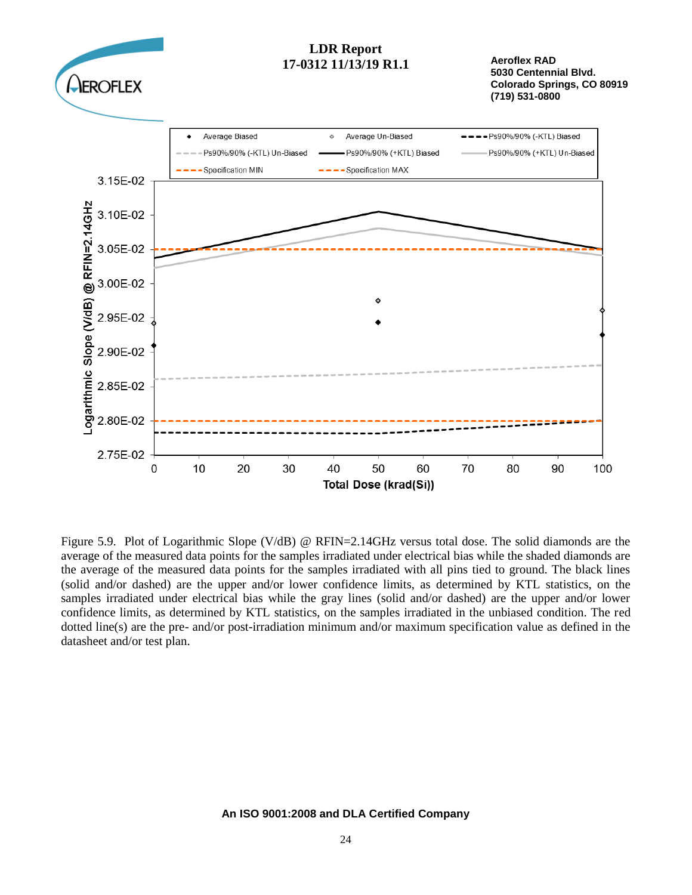Figure 5.9. Plot of Logarithmic Slope (V/dB) @ RFIN=2.14GHz versus total dose. The solid diamonds are the average of the measured data points for the samples irradiated under electrical bias while the shaded diamonds are the average of the measured data points for the samples irradiated with all pins tied to ground. The black lines (solid and/or dashed) are the upper and/or lower confidence limits, as determined by KTL statistics, on the samples irradiated under electrical bias while the gray lines (solid and/or dashed) are the upper and/or lower confidence limits, as determined by KTL statistics, on the samples irradiated in the unbiased condition. The red dotted line(s) are the pre- and/or post-irradiation minimum and/or maximum specification value as defined in the datasheet and/or test plan.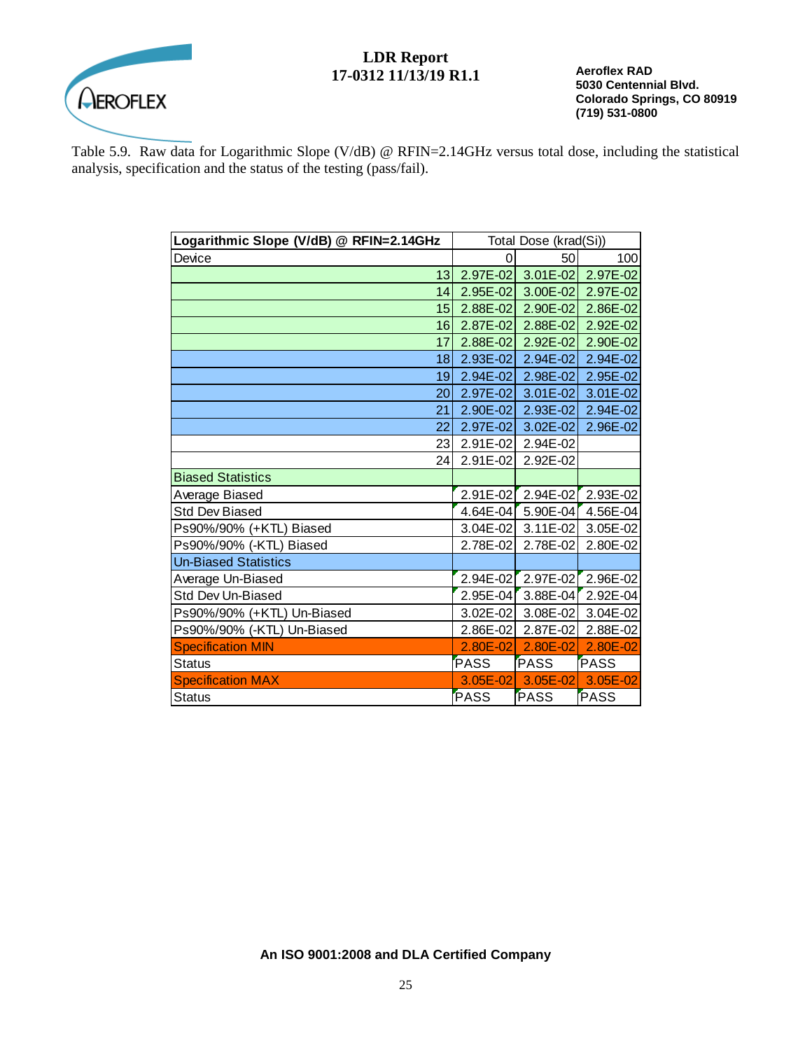Table 5.9. Raw data for Logarithmic Slope (V/dB) @ RFIN=2.14GHz versus total dose, including the statistical analysis, specification and the status of the testing (pass/fail).

| **Logarithmic Slope (V/dB) @ RFIN=2.14GHz** | Total Dose (krad(Si)) | | |
|---|---|---|---|
| Device | 0 | 50 | 100 |
| 13 | 2.97E-02 | 3.01E-02 | 2.97E-02 |
| 14 | 2.95E-02 | 3.00E-02 | 2.97E-02 |
| 15 | 2.88E-02 | 2.90E-02 | 2.86E-02 |
| 16 | 2.87E-02 | 2.88E-02 | 2.92E-02 |
| 17 | 2.88E-02 | 2.92E-02 | 2.90E-02 |
| 18 | 2.93E-02 | 2.94E-02 | 2.94E-02 |
| 19 | 2.94E-02 | 2.98E-02 | 2.95E-02 |
| 20 | 2.97E-02 | 3.01E-02 | 3.01E-02 |
| 21 | 2.90E-02 | 2.93E-02 | 2.94E-02 |
| 22 | 2.97E-02 | 3.02E-02 | 2.96E-02 |
| 23 | 2.91E-02 | 2.94E-02 | |
| 24 | 2.91E-02 | 2.92E-02 | |
| Biased Statistics | | | |
| Average Biased | 2.91E-02 | 2.94E-02 | 2.93E-02 |
| Std Dev Biased | 4.64E-04 | 5.90E-04 | 4.56E-04 |
| Ps90%/90% (+KTL) Biased | 3.04E-02 | 3.11E-02 | 3.05E-02 |
| Ps90%/90% (-KTL) Biased | 2.78E-02 | 2.78E-02 | 2.80E-02 |
| Un-Biased Statistics | | | |
| Average Un-Biased | 2.94E-02 | 2.97E-02 | 2.96E-02 |
| Std Dev Un-Biased | 2.95E-04 | 3.88E-04 | 2.92E-04 |
| Ps90%/90% (+KTL) Un-Biased | 3.02E-02 | 3.08E-02 | 3.04E-02 |
| Ps90%/90% (-KTL) Un-Biased | 2.86E-02 | 2.87E-02 | 2.88E-02 |
| Specification MIN | 2.80E-02 | 2.80E-02 | 2.80E-02 |
| Status | PASS | PASS | PASS |
| Specification MAX | 3.05E-02 | 3.05E-02 | 3.05E-02 |
| Status | PASS | PASS | PASS |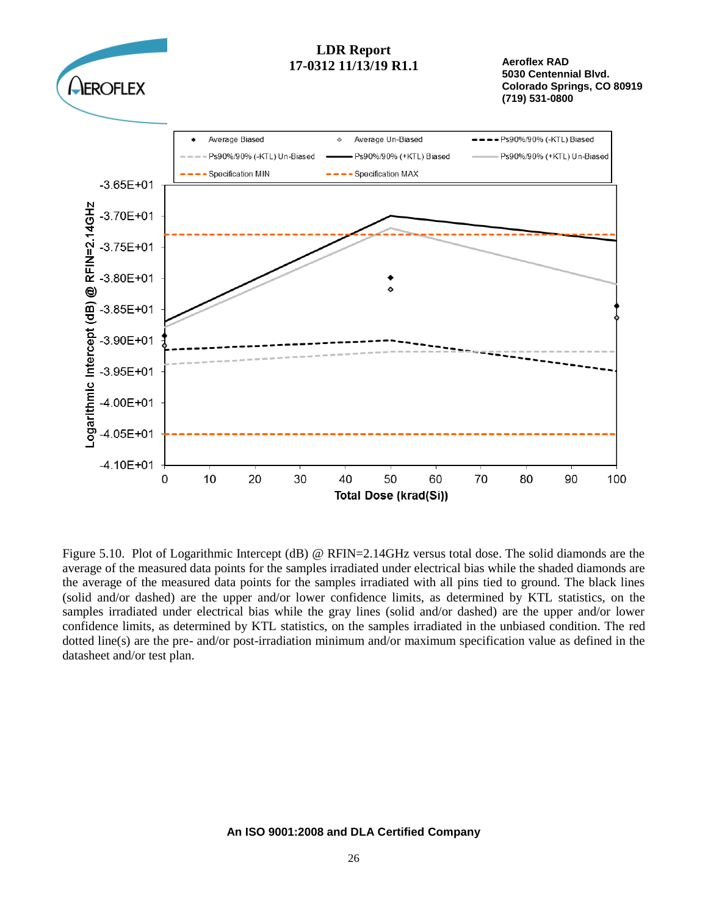Figure 5.10. Plot of Logarithmic Intercept (dB) @ RFIN=2.14GHz versus total dose. The solid diamonds are the average of the measured data points for the samples irradiated under electrical bias while the shaded diamonds are the average of the measured data points for the samples irradiated with all pins tied to ground. The black lines (solid and/or dashed) are the upper and/or lower confidence limits, as determined by KTL statistics, on the samples irradiated under electrical bias while the gray lines (solid and/or dashed) are the upper and/or lower confidence limits, as determined by KTL statistics, on the samples irradiated in the unbiased condition. The red dotted line(s) are the pre- and/or post-irradiation minimum and/or maximum specification value as defined in the datasheet and/or test plan.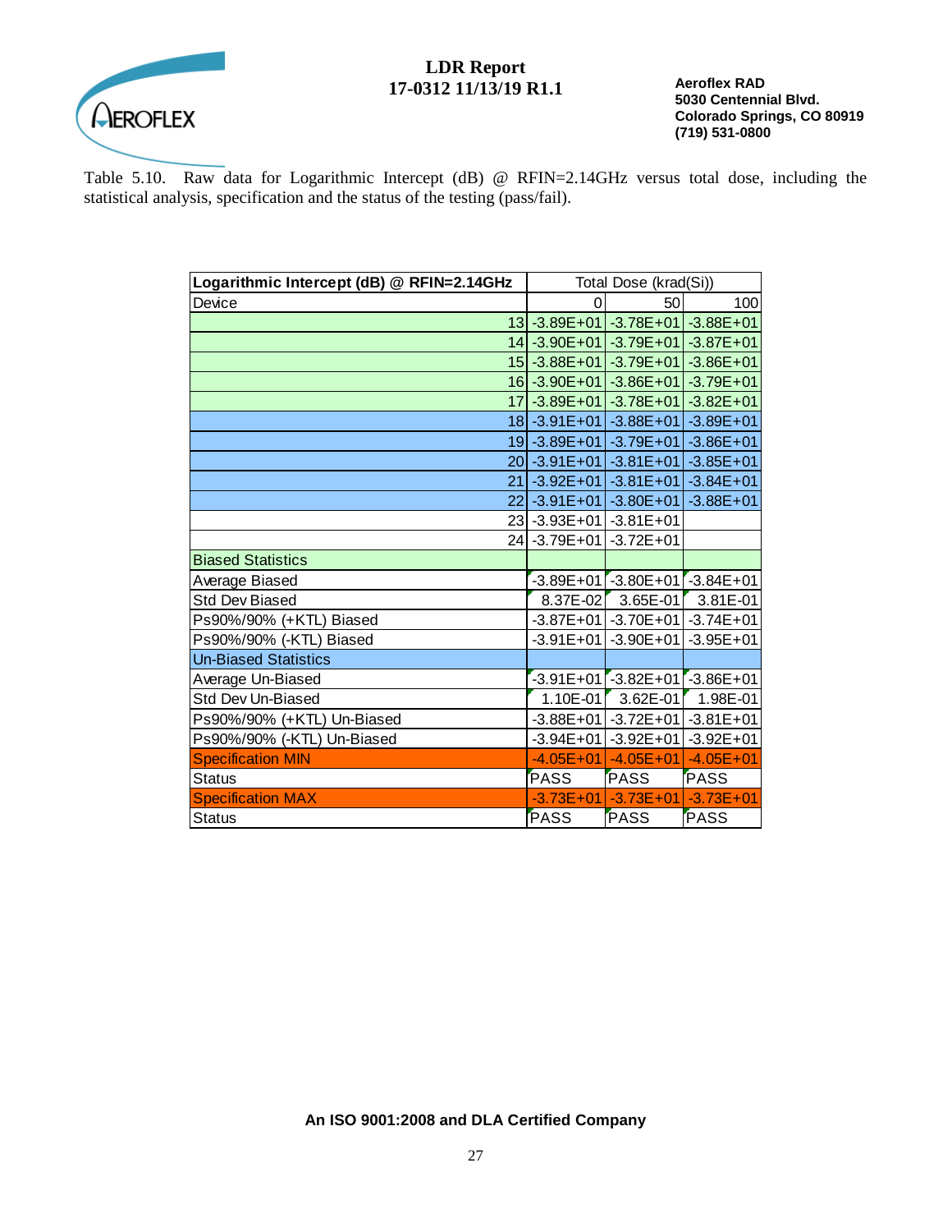Table 5.10. Raw data for Logarithmic Intercept (dB) @ RFIN=2.14GHz versus total dose, including the statistical analysis, specification and the status of the testing (pass/fail).

| Logarithmic Intercept (dB) @ RFIN=2.14GHz | Total Dose (krad(Si)) | | |
|---|---|---|---|
| Device | 0 | 50 | 100 |
| 13 | -3.89E+01 | -3.78E+01 | -3.88E+01 |
| 14 | -3.90E+01 | -3.79E+01 | -3.87E+01 |
| 15 | -3.88E+01 | -3.79E+01 | -3.86E+01 |
| 16 | -3.90E+01 | -3.86E+01 | -3.79E+01 |
| 17 | -3.89E+01 | -3.78E+01 | -3.82E+01 |
| 18 | -3.91E+01 | -3.88E+01 | -3.89E+01 |
| 19 | -3.89E+01 | -3.79E+01 | -3.86E+01 |
| 20 | -3.91E+01 | -3.81E+01 | -3.85E+01 |
| 21 | -3.92E+01 | -3.81E+01 | -3.84E+01 |
| 22 | -3.91E+01 | -3.80E+01 | -3.88E+01 |
| 23 | -3.93E+01 | -3.81E+01 | |
| 24 | -3.79E+01 | -3.72E+01 | |
| Biased Statistics | | | |
| Average Biased | -3.89E+01 | -3.80E+01 | -3.84E+01 |
| Std Dev Biased | 8.37E-02 | 3.65E-01 | 3.81E-01 |
| Ps90%/90% (+KTL) Biased | -3.87E+01 | -3.70E+01 | -3.74E+01 |
| Ps90%/90% (-KTL) Biased | -3.91E+01 | -3.90E+01 | -3.95E+01 |
| Un-Biased Statistics | | | |
| Average Un-Biased | -3.91E+01 | -3.82E+01 | -3.86E+01 |
| Std Dev Un-Biased | 1.10E-01 | 3.62E-01 | 1.98E-01 |
| Ps90%/90% (+KTL) Un-Biased | -3.88E+01 | -3.72E+01 | -3.81E+01 |
| Ps90%/90% (-KTL) Un-Biased | -3.94E+01 | -3.92E+01 | -3.92E+01 |
| Specification MIN | -4.05E+01 | -4.05E+01 | -4.05E+01 |
| Status | PASS | PASS | PASS |
| Specification MAX | -3.73E+01 | -3.73E+01 | -3.73E+01 |
| Status | PASS | PASS | PASS |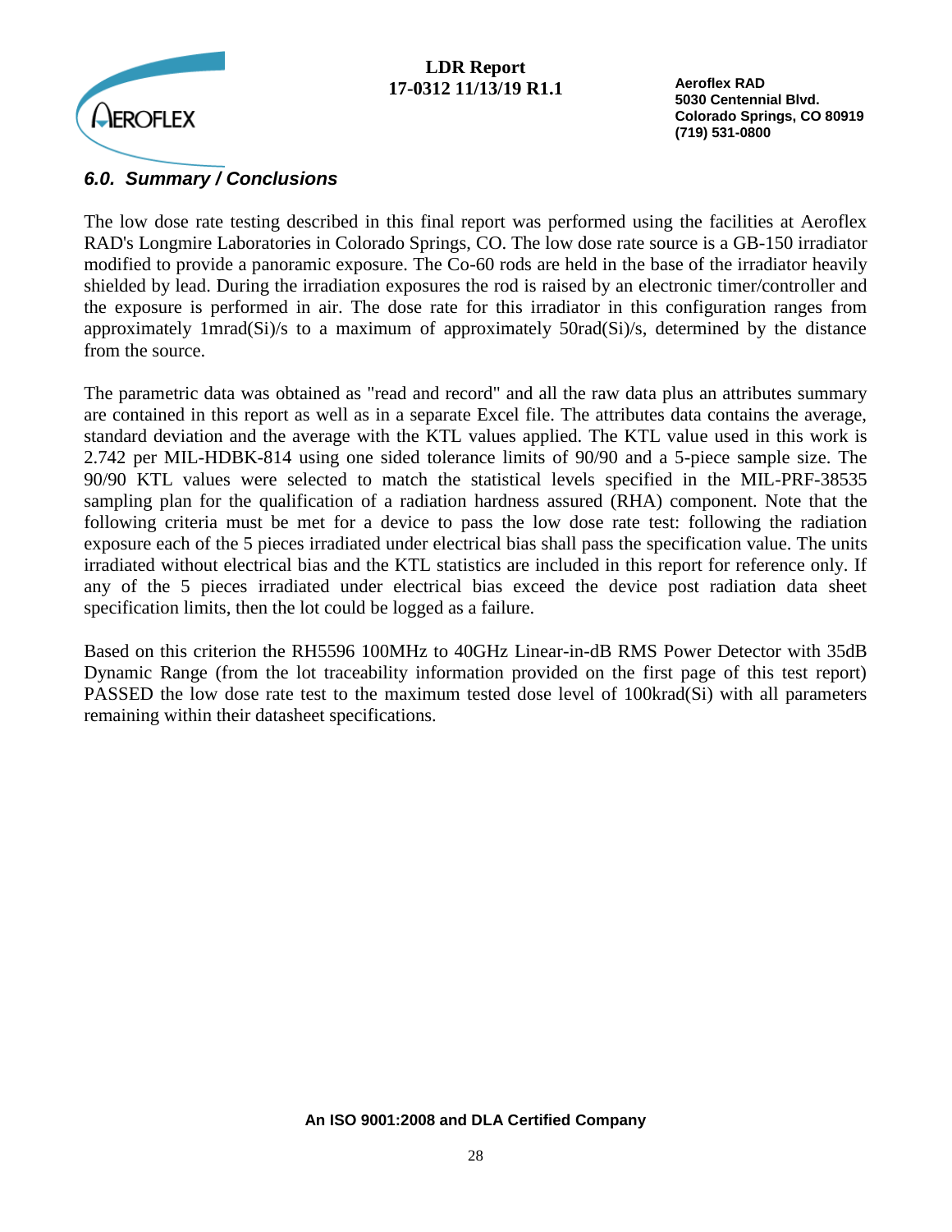### *6.0. Summary / Conclusions*

The low dose rate testing described in this final report was performed using the facilities at Aeroflex RAD's Longmire Laboratories in Colorado Springs, CO. The low dose rate source is a GB-150 irradiator modified to provide a panoramic exposure. The Co-60 rods are held in the base of the irradiator heavily shielded by lead. During the irradiation exposures the rod is raised by an electronic timer/controller and the exposure is performed in air. The dose rate for this irradiator in this configuration ranges from approximately 1mrad(Si)/s to a maximum of approximately 50rad(Si)/s, determined by the distance from the source.

The parametric data was obtained as "read and record" and all the raw data plus an attributes summary are contained in this report as well as in a separate Excel file. The attributes data contains the average, standard deviation and the average with the KTL values applied. The KTL value used in this work is 2.742 per MIL-HDBK-814 using one sided tolerance limits of 90/90 and a 5-piece sample size. The 90/90 KTL values were selected to match the statistical levels specified in the MIL-PRF-38535 sampling plan for the qualification of a radiation hardness assured (RHA) component. Note that the following criteria must be met for a device to pass the low dose rate test: following the radiation exposure each of the 5 pieces irradiated under electrical bias shall pass the specification value. The units irradiated without electrical bias and the KTL statistics are included in this report for reference only. If any of the 5 pieces irradiated under electrical bias exceed the device post radiation data sheet specification limits, then the lot could be logged as a failure.

Based on this criterion the RH5596 100MHz to 40GHz Linear-in-dB RMS Power Detector with 35dB Dynamic Range (from the lot traceability information provided on the first page of this test report) PASSED the low dose rate test to the maximum tested dose level of 100krad(Si) with all parameters remaining within their datasheet specifications.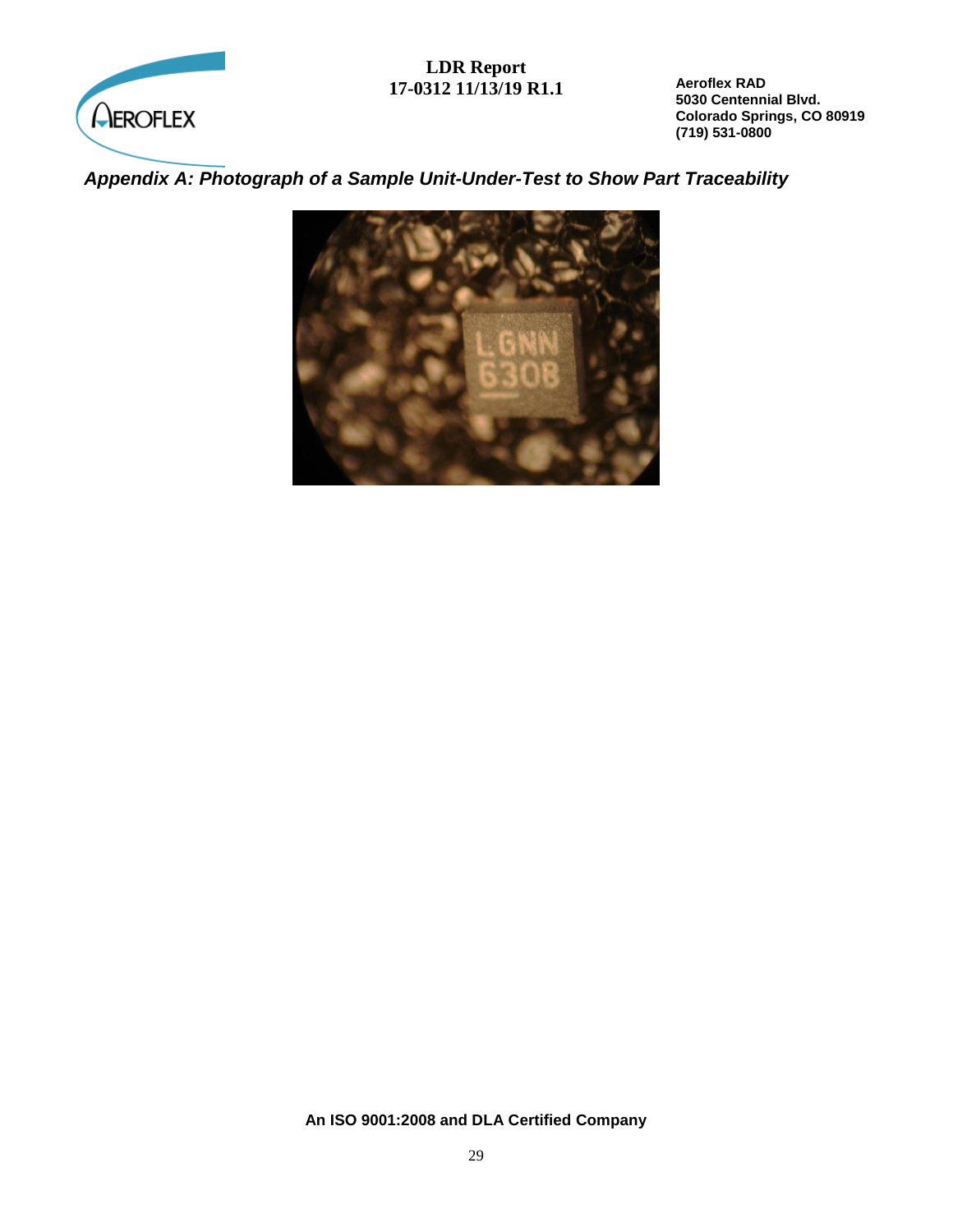*Appendix A: Photograph of a Sample Unit-Under-Test to Show Part Traceability*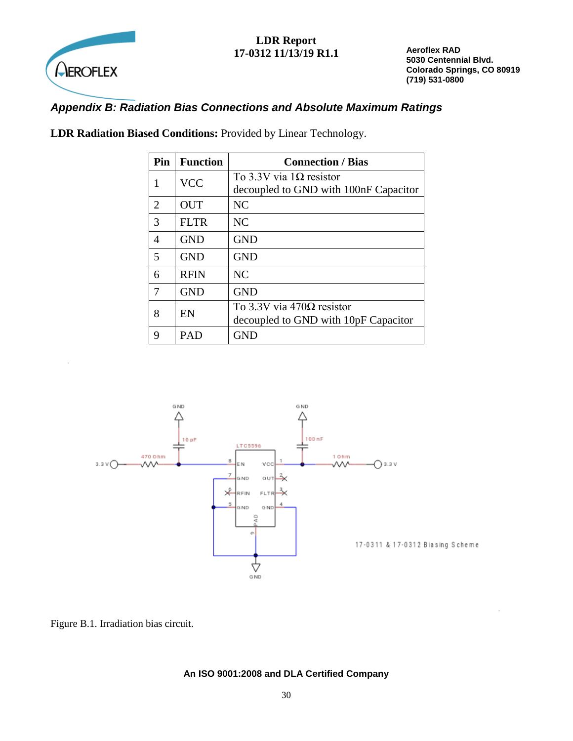*Appendix B: Radiation Bias Connections and Absolute Maximum Ratings*

**LDR Radiation Biased Conditions:** Provided by Linear Technology.

| Pin | Function | Connection / Bias |
|---|---|---|
| 1 | VCC | To 3.3V via 1Ω resistor decoupled to GND with 100nF Capacitor |
| 2 | OUT | NC |
| 3 | FLTR | NC |
| 4 | GND | GND |
| 5 | GND | GND |
| 6 | RFIN | NC |
| 7 | GND | GND |
| 8 | EN | To 3.3V via 470Ω resistor decoupled to GND with 10pF Capacitor |
| 9 | PAD | GND |

Figure B.1. Irradiation bias circuit.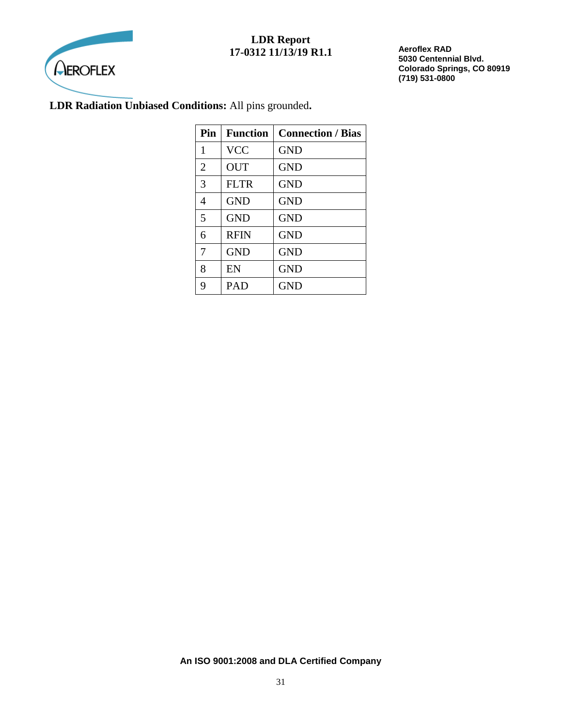**LDR Radiation Unbiased Conditions:** All pins grounded**.**

| Pin | Function | Connection / Bias |
|---|---|---|
| 1 | VCC | GND |
| 2 | OUT | GND |
| 3 | FLTR | GND |
| 4 | GND | GND |
| 5 | GND | GND |
| 6 | RFIN | GND |
| 7 | GND | GND |
| 8 | EN | GND |
| 9 | PAD | GND |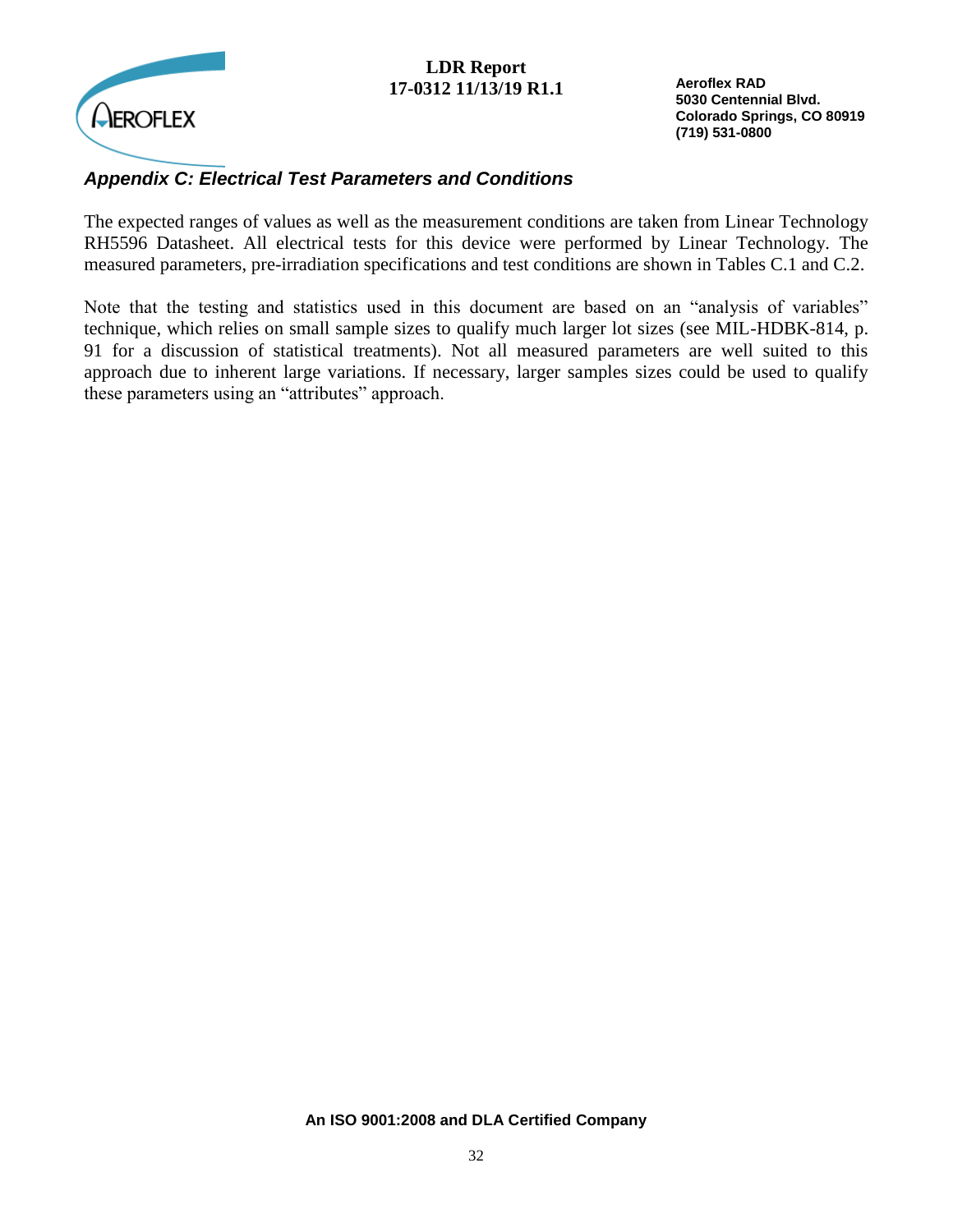## *Appendix C: Electrical Test Parameters and Conditions*

The expected ranges of values as well as the measurement conditions are taken from Linear Technology RH5596 Datasheet. All electrical tests for this device were performed by Linear Technology. The measured parameters, pre-irradiation specifications and test conditions are shown in Tables C.1 and C.2.

Note that the testing and statistics used in this document are based on an "analysis of variables" technique, which relies on small sample sizes to qualify much larger lot sizes (see MIL-HDBK-814, p. 91 for a discussion of statistical treatments). Not all measured parameters are well suited to this approach due to inherent large variations. If necessary, larger samples sizes could be used to qualify these parameters using an "attributes" approach.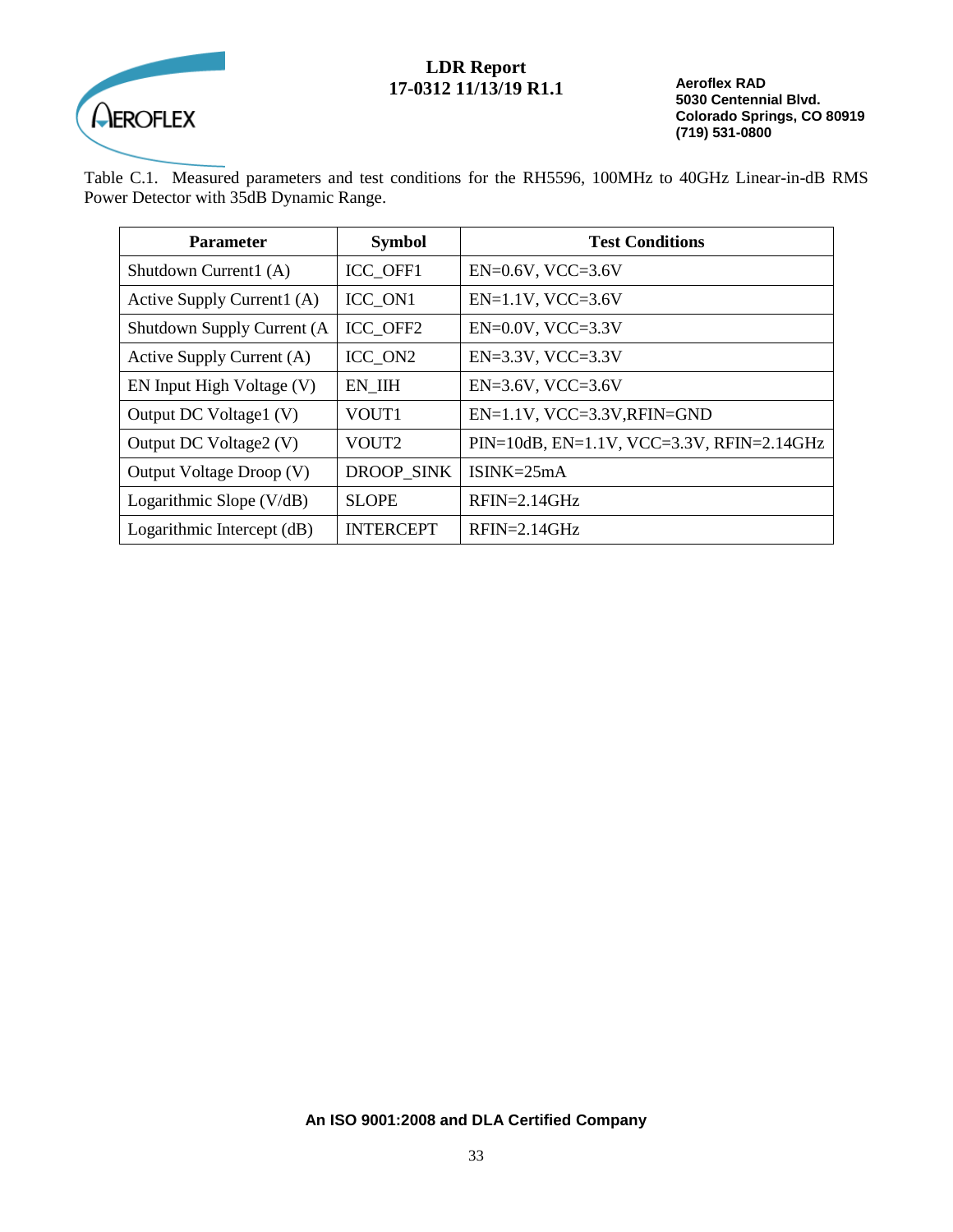Table C.1. Measured parameters and test conditions for the RH5596, 100MHz to 40GHz Linear-in-dB RMS Power Detector with 35dB Dynamic Range.

| Parameter | Symbol | Test Conditions |
|---|---|---|
| Shutdown Current1 (A) | ICC_OFF1 | EN=0.6V, VCC=3.6V |
| Active Supply Current1 (A) | ICC_ON1 | EN=1.1V, VCC=3.6V |
| Shutdown Supply Current (A | ICC_OFF2 | EN=0.0V, VCC=3.3V |
| Active Supply Current (A) | ICC_ON2 | EN=3.3V, VCC=3.3V |
| EN Input High Voltage (V) | EN_IIH | EN=3.6V, VCC=3.6V |
| Output DC Voltage1 (V) | VOUT1 | EN=1.1V, VCC=3.3V,RFIN=GND |
| Output DC Voltage2 (V) | VOUT2 | PIN=10dB, EN=1.1V, VCC=3.3V, RFIN=2.14GHz |
| Output Voltage Droop (V) | DROOP_SINK | ISINK=25mA |
| Logarithmic Slope (V/dB) | SLOPE | RFIN=2.14GHz |
| Logarithmic Intercept (dB) | INTERCEPT | RFIN=2.14GHz |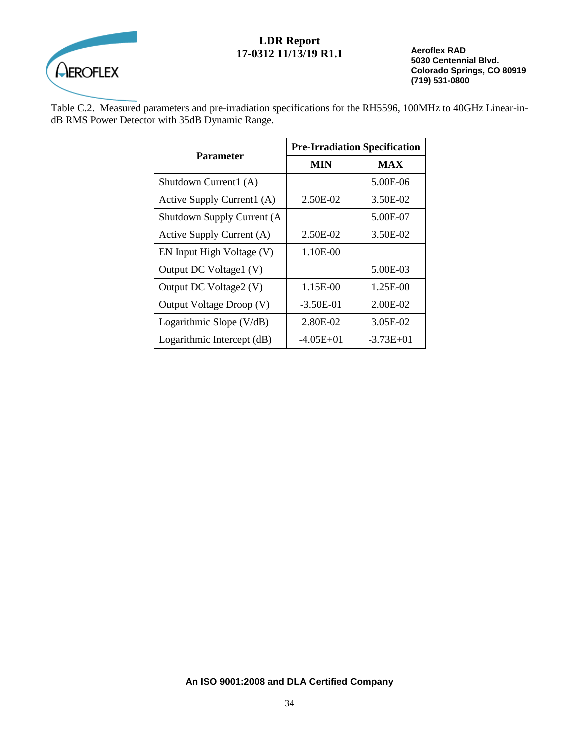Table C.2. Measured parameters and pre-irradiation specifications for the RH5596, 100MHz to 40GHz Linear-in-dB RMS Power Detector with 35dB Dynamic Range.

| Parameter | Pre-Irradiation Specification | |
|---|---|---|
| | **MIN** | **MAX** |
| Shutdown Current1 (A) | | 5.00E-06 |
| Active Supply Current1 (A) | 2.50E-02 | 3.50E-02 |
| Shutdown Supply Current (A | | 5.00E-07 |
| Active Supply Current (A) | 2.50E-02 | 3.50E-02 |
| EN Input High Voltage (V) | 1.10E-00 | |
| Output DC Voltage1 (V) | | 5.00E-03 |
| Output DC Voltage2 (V) | 1.15E-00 | 1.25E-00 |
| Output Voltage Droop (V) | -3.50E-01 | 2.00E-02 |
| Logarithmic Slope (V/dB) | 2.80E-02 | 3.05E-02 |
| Logarithmic Intercept (dB) | -4.05E+01 | -3.73E+01 |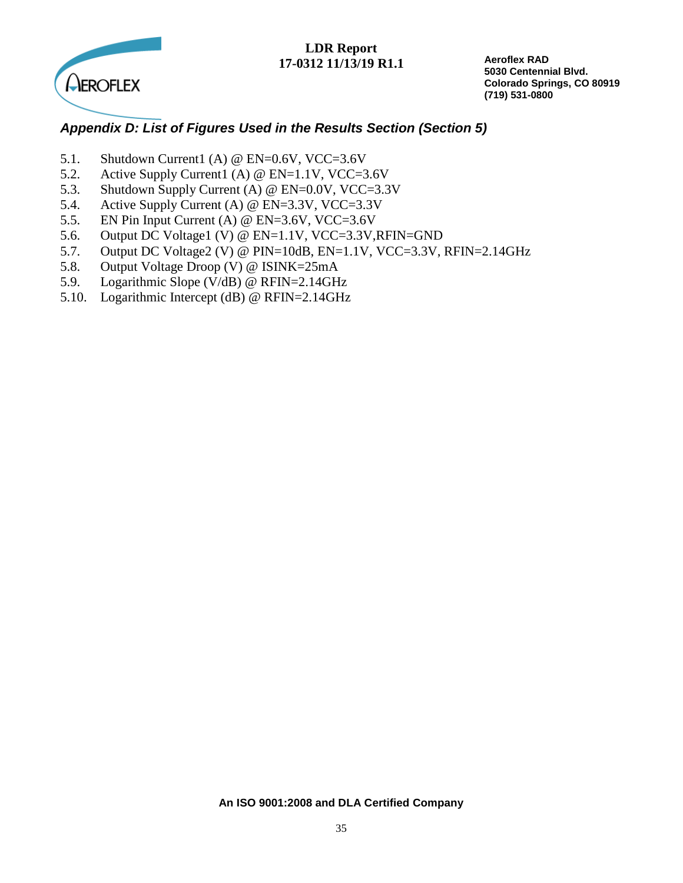## *Appendix D: List of Figures Used in the Results Section (Section 5)*

5.1. Shutdown Current1 (A) @ EN=0.6V, VCC=3.6V
5.2. Active Supply Current1 (A) @ EN=1.1V, VCC=3.6V
5.3. Shutdown Supply Current (A) @ EN=0.0V, VCC=3.3V
5.4. Active Supply Current (A) @ EN=3.3V, VCC=3.3V
5.5. EN Pin Input Current (A) @ EN=3.6V, VCC=3.6V
5.6. Output DC Voltage1 (V) @ EN=1.1V, VCC=3.3V,RFIN=GND
5.7. Output DC Voltage2 (V) @ PIN=10dB, EN=1.1V, VCC=3.3V, RFIN=2.14GHz
5.8. Output Voltage Droop (V) @ ISINK=25mA
5.9. Logarithmic Slope (V/dB) @ RFIN=2.14GHz
5.10. Logarithmic Intercept (dB) @ RFIN=2.14GHz